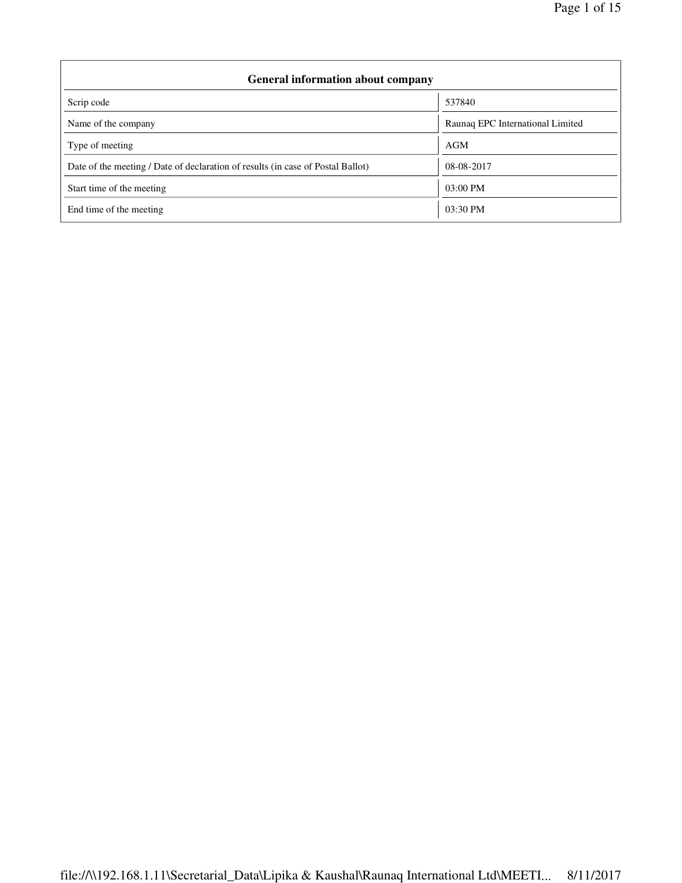| General information about company | |
| --- | --- |
| Scrip code | 537840 |
| Name of the company | Raunaq EPC International Limited |
| Type of meeting | AGM |
| Date of the meeting / Date of declaration of results (in case of Postal Ballot) | 08-08-2017 |
| Start time of the meeting | 03:00 PM |
| End time of the meeting | 03:30 PM |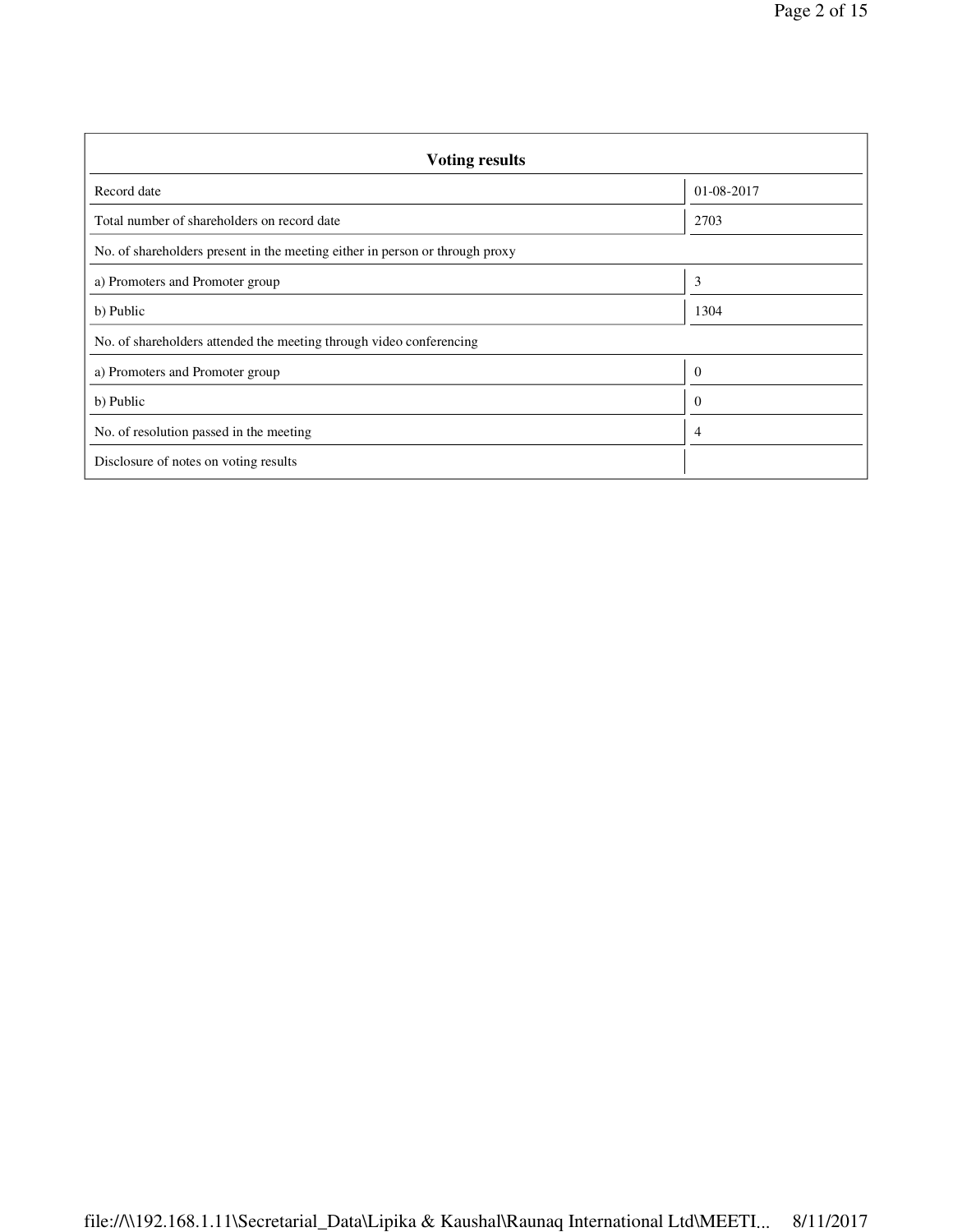| Voting results | |
|---|---|
| Record date | 01-08-2017 |
| Total number of shareholders on record date | 2703 |
| No. of shareholders present in the meeting either in person or through proxy | |
| a) Promoters and Promoter group | 3 |
| b) Public | 1304 |
| No. of shareholders attended the meeting through video conferencing | |
| a) Promoters and Promoter group | 0 |
| b) Public | 0 |
| No. of resolution passed in the meeting | 4 |
| Disclosure of notes on voting results | |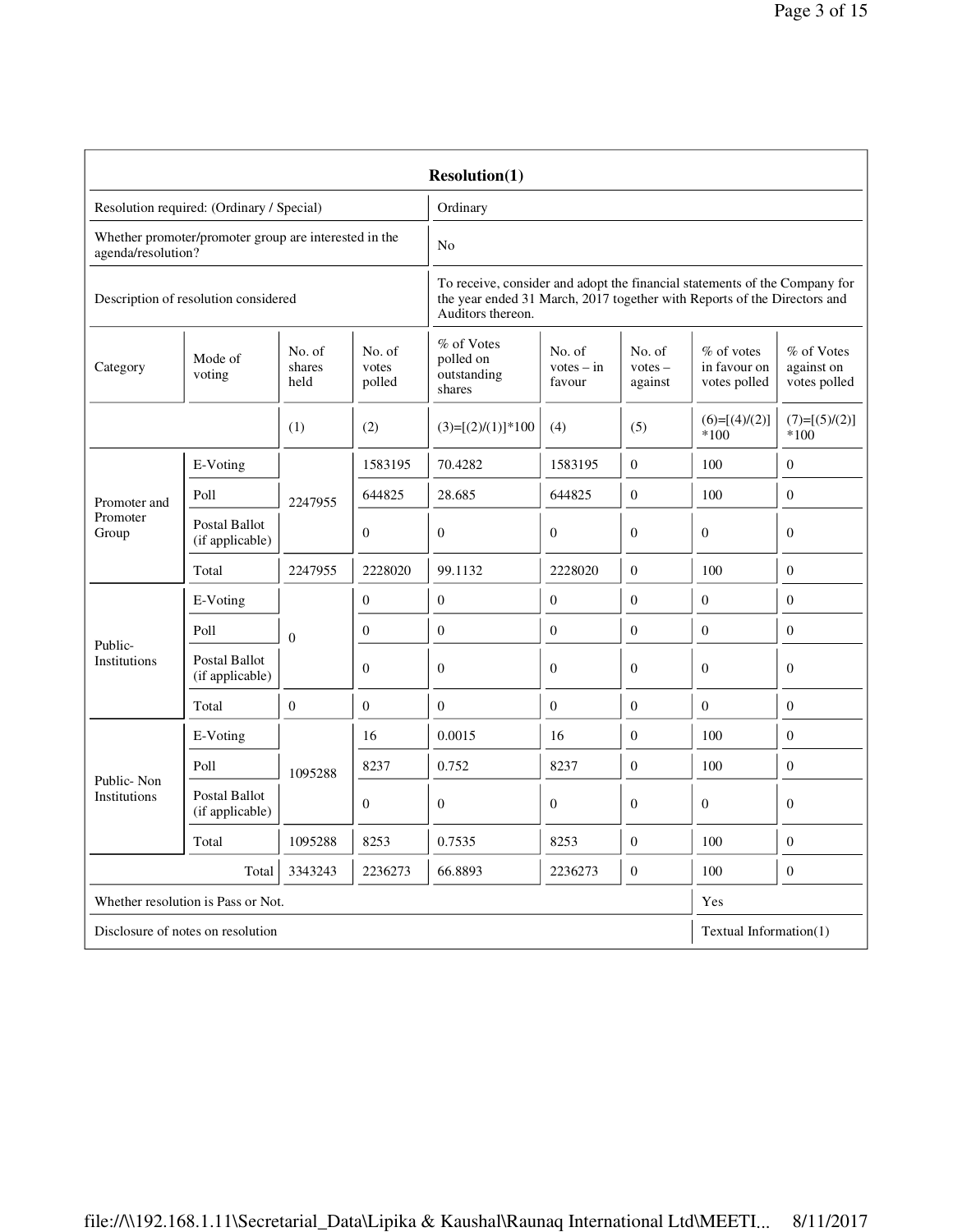**Resolution(1)**

| | |
|---|---|
| Resolution required: (Ordinary / Special) | Ordinary |
| Whether promoter/promoter group are interested in the agenda/resolution? | No |
| Description of resolution considered | To receive, consider and adopt the financial statements of the Company for the year ended 31 March, 2017 together with Reports of the Directors and Auditors thereon. |

| Category | Mode of voting | No. of shares held | No. of votes polled | % of Votes polled on outstanding shares | No. of votes – in favour | No. of votes – against | % of votes in favour on votes polled | % of Votes against on votes polled |
|---|---|---|---|---|---|---|---|---|
| | | (1) | (2) | (3)=[(2)/(1)]*100 | (4) | (5) | (6)=[(4)/(2)]*100 | (7)=[(5)/(2)]*100 |
| Promoter and Promoter Group | E-Voting | 2247955 | 1583195 | 70.4282 | 1583195 | 0 | 100 | 0 |
| | Poll | | 644825 | 28.685 | 644825 | 0 | 100 | 0 |
| | Postal Ballot (if applicable) | | 0 | 0 | 0 | 0 | 0 | 0 |
| | Total | 2247955 | 2228020 | 99.1132 | 2228020 | 0 | 100 | 0 |
| Public- Institutions | E-Voting | 0 | 0 | 0 | 0 | 0 | 0 | 0 |
| | Poll | | 0 | 0 | 0 | 0 | 0 | 0 |
| | Postal Ballot (if applicable) | | 0 | 0 | 0 | 0 | 0 | 0 |
| | Total | 0 | 0 | 0 | 0 | 0 | 0 | 0 |
| Public- Non Institutions | E-Voting | 1095288 | 16 | 0.0015 | 16 | 0 | 100 | 0 |
| | Poll | | 8237 | 0.752 | 8237 | 0 | 100 | 0 |
| | Postal Ballot (if applicable) | | 0 | 0 | 0 | 0 | 0 | 0 |
| | Total | 1095288 | 8253 | 0.7535 | 8253 | 0 | 100 | 0 |
| | Total | 3343243 | 2236273 | 66.8893 | 2236273 | 0 | 100 | 0 |

| | |
|---|---|
| Whether resolution is Pass or Not. | Yes |
| Disclosure of notes on resolution | Textual Information(1) |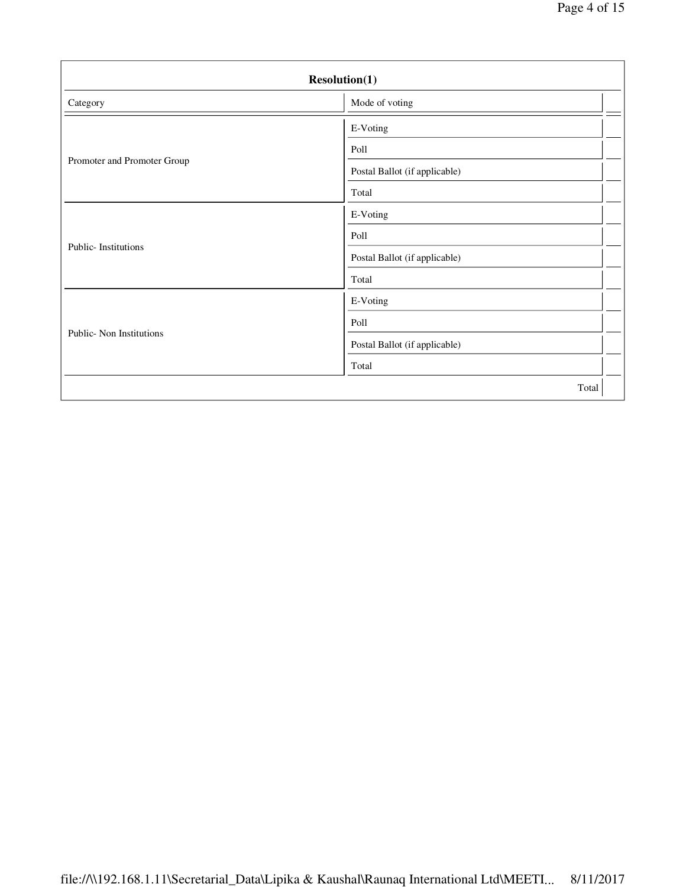**Resolution(1)**

| Category | Mode of voting | |
|---|---|---|
| Promoter and Promoter Group | E-Voting | |
| | Poll | |
| | Postal Ballot (if applicable) | |
| | Total | |
| Public- Institutions | E-Voting | |
| | Poll | |
| | Postal Ballot (if applicable) | |
| | Total | |
| Public- Non Institutions | E-Voting | |
| | Poll | |
| | Postal Ballot (if applicable) | |
| | Total | |
| | Total | |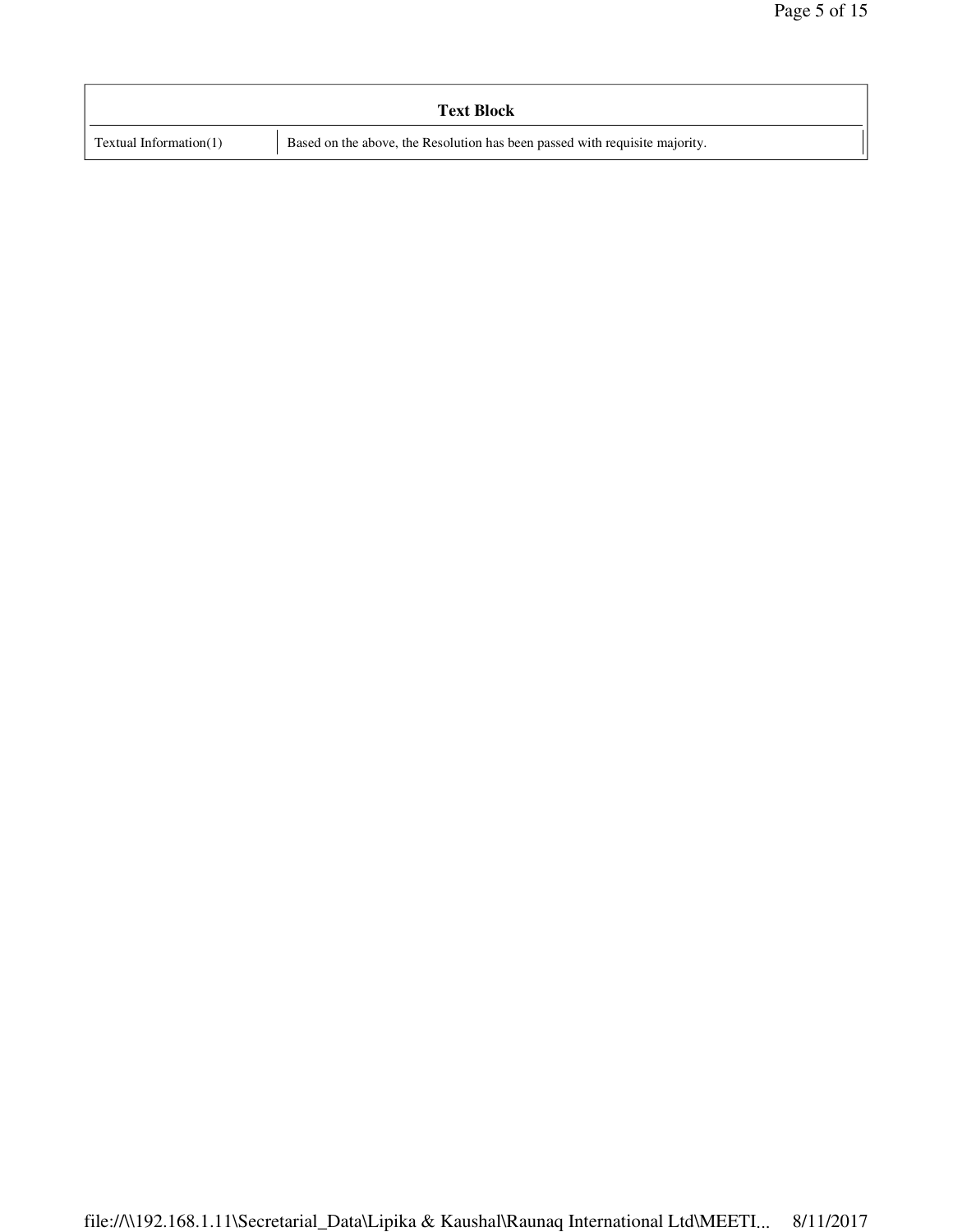| Text Block | |
|---|---|
| Textual Information(1) | Based on the above, the Resolution has been passed with requisite majority. |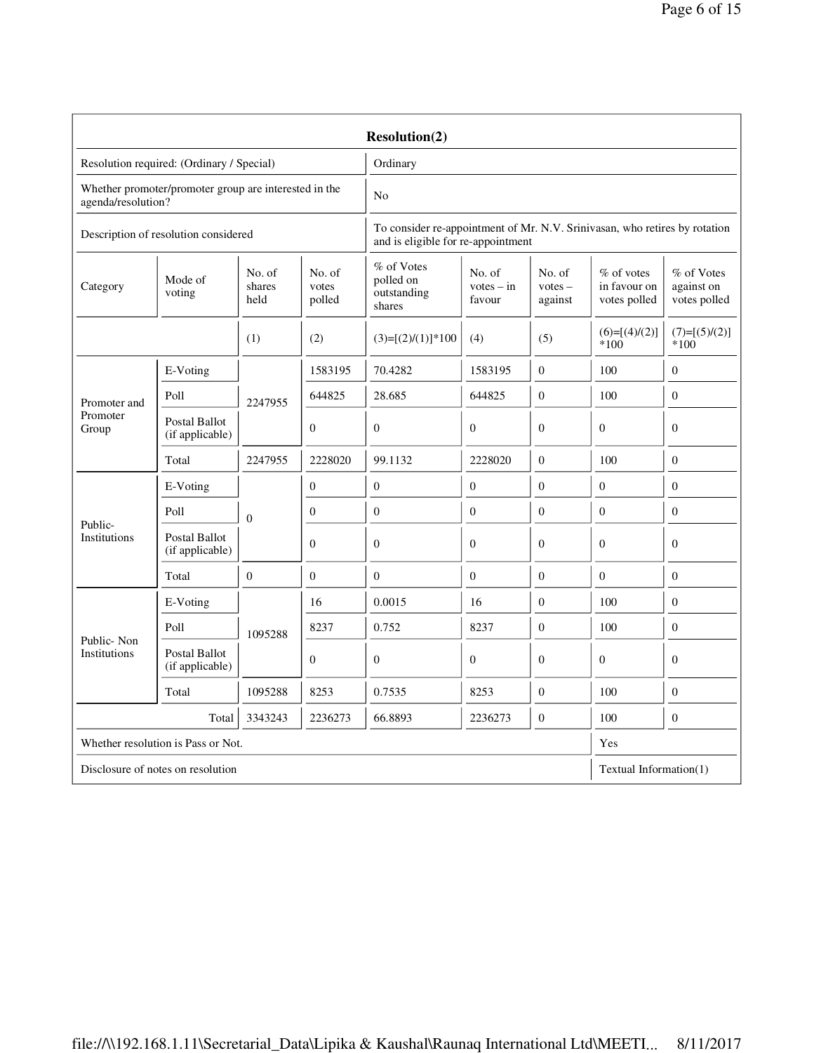| Resolution(2) | | | | | | | | |
|---|---|---|---|---|---|---|---|---|
| Resolution required: (Ordinary / Special) | | | | Ordinary | | | | |
| Whether promoter/promoter group are interested in the agenda/resolution? | | | | No | | | | |
| Description of resolution considered | | | | To consider re-appointment of Mr. N.V. Srinivasan, who retires by rotation and is eligible for re-appointment | | | | |
| Category | Mode of voting | No. of shares held | No. of votes polled | % of Votes polled on outstanding shares | No. of votes – in favour | No. of votes – against | % of votes in favour on votes polled | % of Votes against on votes polled |
| | | (1) | (2) | (3)=[(2)/(1)]*100 | (4) | (5) | (6)=[(4)/(2)]*100 | (7)=[(5)/(2)]*100 |
| Promoter and Promoter Group | E-Voting | 2247955 | 1583195 | 70.4282 | 1583195 | 0 | 100 | 0 |
| | Poll | | 644825 | 28.685 | 644825 | 0 | 100 | 0 |
| | Postal Ballot (if applicable) | | 0 | 0 | 0 | 0 | 0 | 0 |
| | Total | 2247955 | 2228020 | 99.1132 | 2228020 | 0 | 100 | 0 |
| Public- Institutions | E-Voting | 0 | 0 | 0 | 0 | 0 | 0 | 0 |
| | Poll | | 0 | 0 | 0 | 0 | 0 | 0 |
| | Postal Ballot (if applicable) | | 0 | 0 | 0 | 0 | 0 | 0 |
| | Total | 0 | 0 | 0 | 0 | 0 | 0 | 0 |
| Public- Non Institutions | E-Voting | 1095288 | 16 | 0.0015 | 16 | 0 | 100 | 0 |
| | Poll | | 8237 | 0.752 | 8237 | 0 | 100 | 0 |
| | Postal Ballot (if applicable) | | 0 | 0 | 0 | 0 | 0 | 0 |
| | Total | 1095288 | 8253 | 0.7535 | 8253 | 0 | 100 | 0 |
| Total | | 3343243 | 2236273 | 66.8893 | 2236273 | 0 | 100 | 0 |
| Whether resolution is Pass or Not. | | | | | | | Yes | |
| Disclosure of notes on resolution | | | | | | | Textual Information(1) | |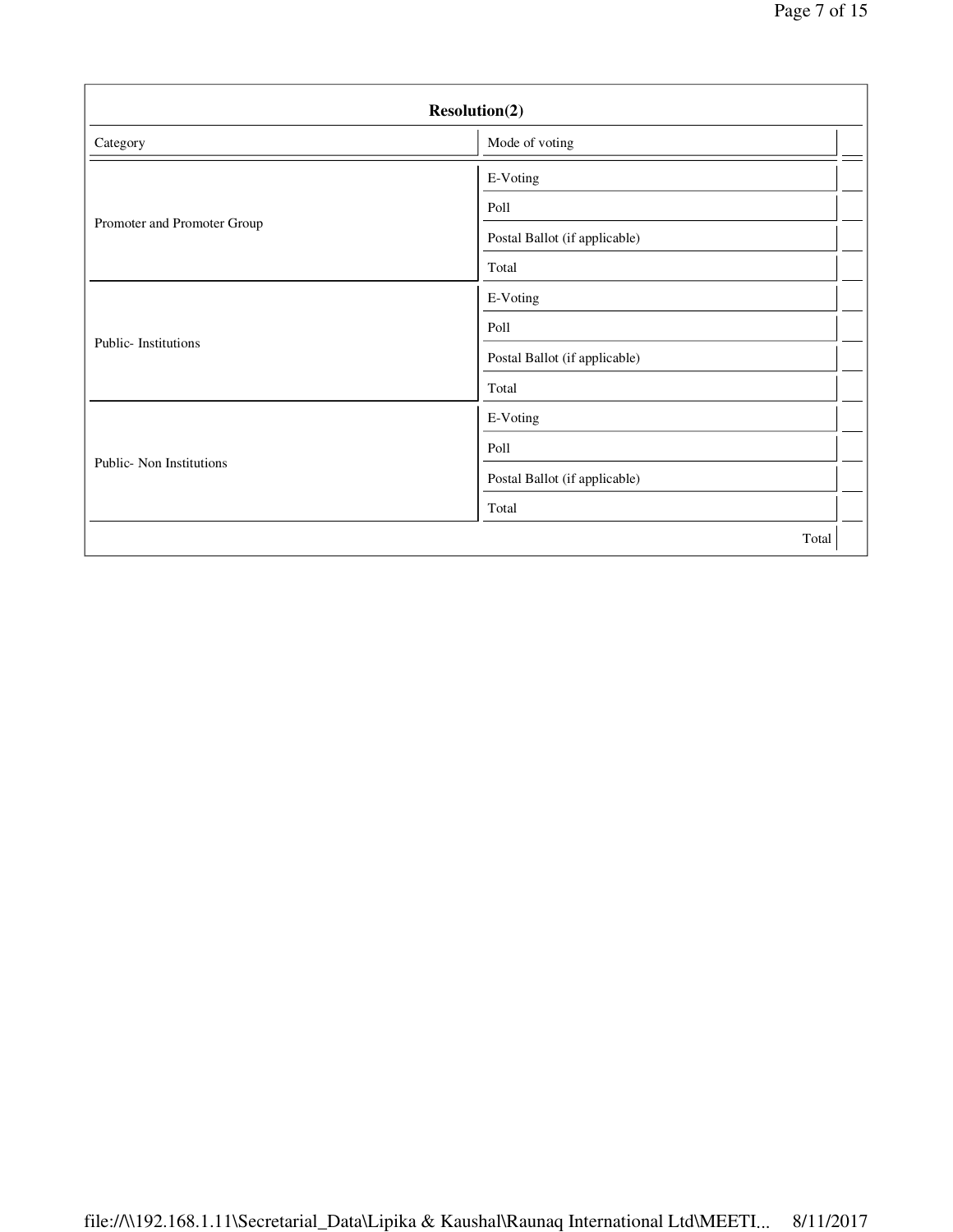**Resolution(2)**

| Category | Mode of voting | |
|---|---|---|
| Promoter and Promoter Group | E-Voting | |
| | Poll | |
| | Postal Ballot (if applicable) | |
| | Total | |
| Public- Institutions | E-Voting | |
| | Poll | |
| | Postal Ballot (if applicable) | |
| | Total | |
| Public- Non Institutions | E-Voting | |
| | Poll | |
| | Postal Ballot (if applicable) | |
| | Total | |
| | Total | |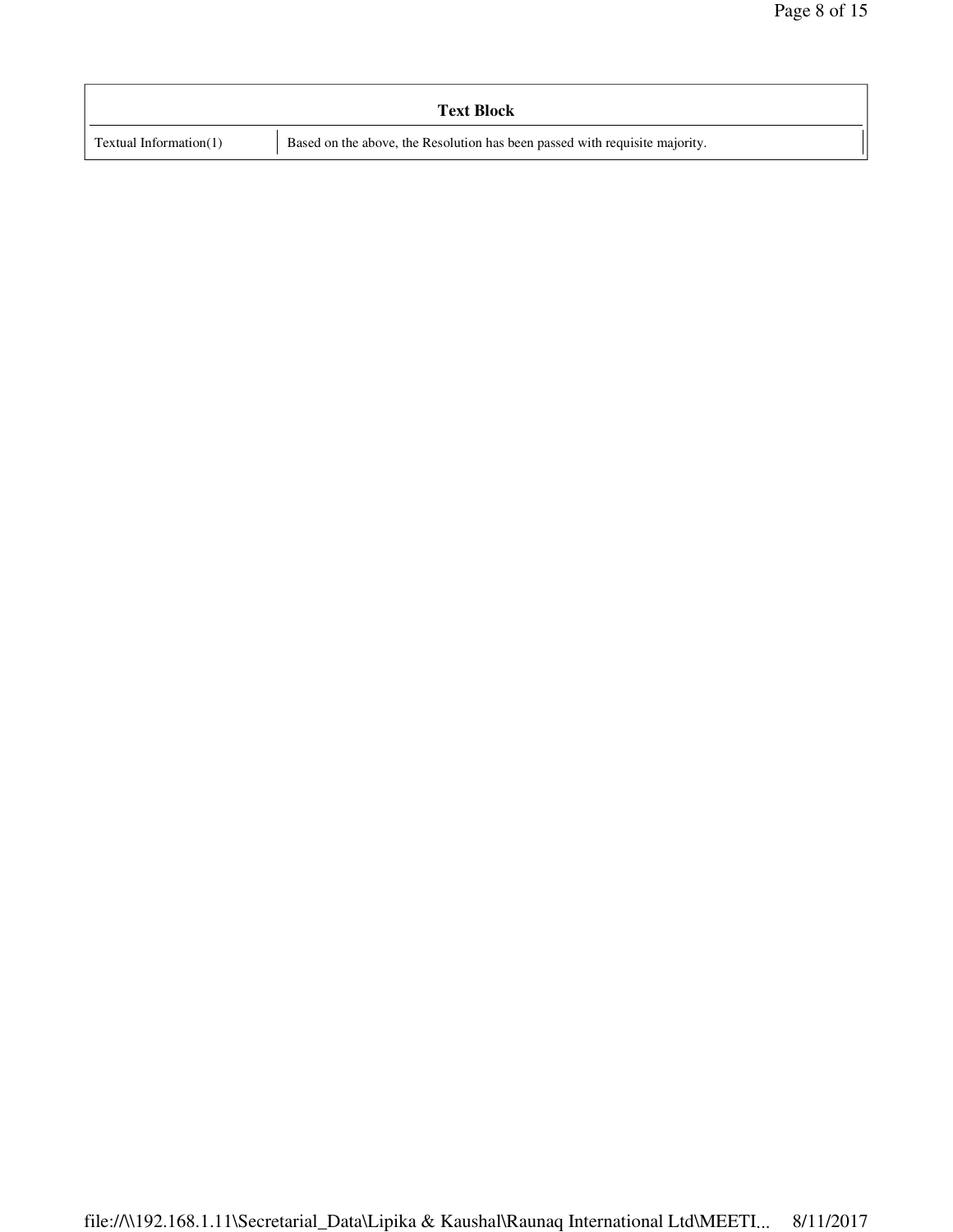| Text Block | |
|---|---|
| Textual Information(1) | Based on the above, the Resolution has been passed with requisite majority. |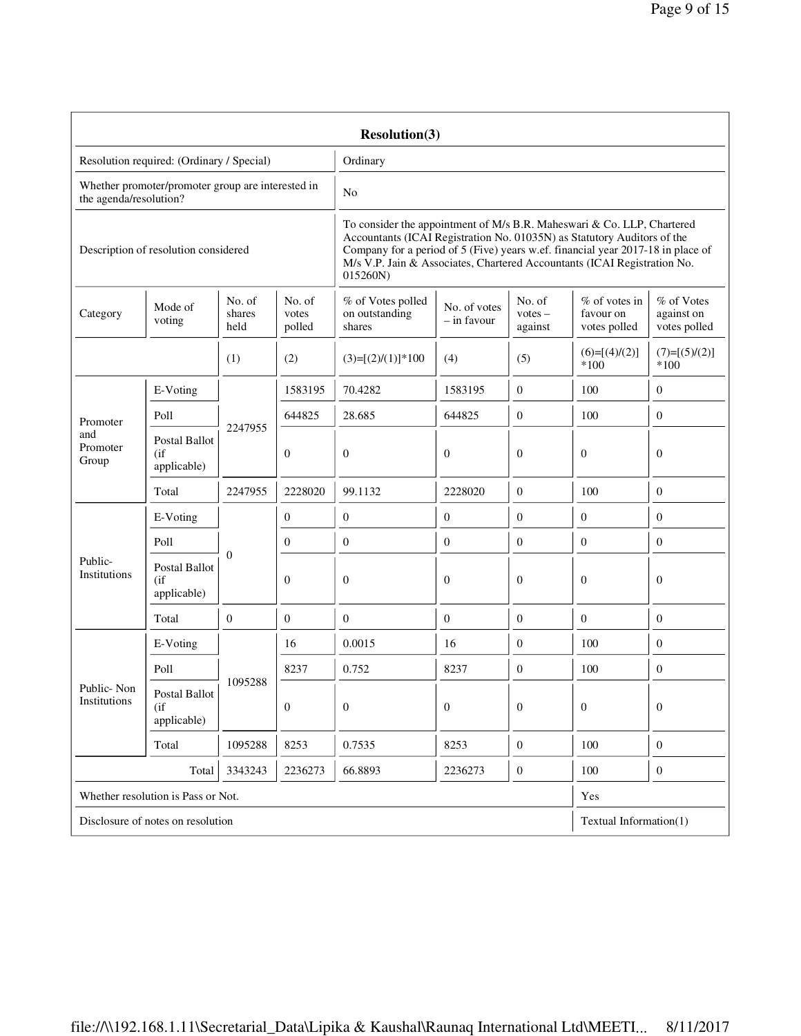| **Resolution(3)** | | | | | | | | |
|---|---|---|---|---|---|---|---|---|
| Resolution required: (Ordinary / Special) | | | | Ordinary | | | | |
| Whether promoter/promoter group are interested in the agenda/resolution? | | | | No | | | | |
| Description of resolution considered | | | | To consider the appointment of M/s B.R. Maheswari & Co. LLP, Chartered Accountants (ICAI Registration No. 01035N) as Statutory Auditors of the Company for a period of 5 (Five) years w.e.f. financial year 2017-18 in place of M/s V.P. Jain & Associates, Chartered Accountants (ICAI Registration No. 015260N) | | | | |
| Category | Mode of voting | No. of shares held | No. of votes polled | % of Votes polled on outstanding shares | No. of votes – in favour | No. of votes – against | % of votes in favour on votes polled | % of Votes against on votes polled |
| | | (1) | (2) | (3)=[(2)/(1)]*100 | (4) | (5) | (6)=[(4)/(2)]*100 | (7)=[(5)/(2)]*100 |
| Promoter and Promoter Group | E-Voting | 2247955 | 1583195 | 70.4282 | 1583195 | 0 | 100 | 0 |
| | Poll | | 644825 | 28.685 | 644825 | 0 | 100 | 0 |
| | Postal Ballot (if applicable) | | 0 | 0 | 0 | 0 | 0 | 0 |
| | Total | 2247955 | 2228020 | 99.1132 | 2228020 | 0 | 100 | 0 |
| Public- Institutions | E-Voting | 0 | 0 | 0 | 0 | 0 | 0 | 0 |
| | Poll | | 0 | 0 | 0 | 0 | 0 | 0 |
| | Postal Ballot (if applicable) | | 0 | 0 | 0 | 0 | 0 | 0 |
| | Total | 0 | 0 | 0 | 0 | 0 | 0 | 0 |
| Public- Non Institutions | E-Voting | 1095288 | 16 | 0.0015 | 16 | 0 | 100 | 0 |
| | Poll | | 8237 | 0.752 | 8237 | 0 | 100 | 0 |
| | Postal Ballot (if applicable) | | 0 | 0 | 0 | 0 | 0 | 0 |
| | Total | 1095288 | 8253 | 0.7535 | 8253 | 0 | 100 | 0 |
| | Total | 3343243 | 2236273 | 66.8893 | 2236273 | 0 | 100 | 0 |
| Whether resolution is Pass or Not. | | | | | | | Yes | |
| Disclosure of notes on resolution | | | | | | | Textual Information(1) | |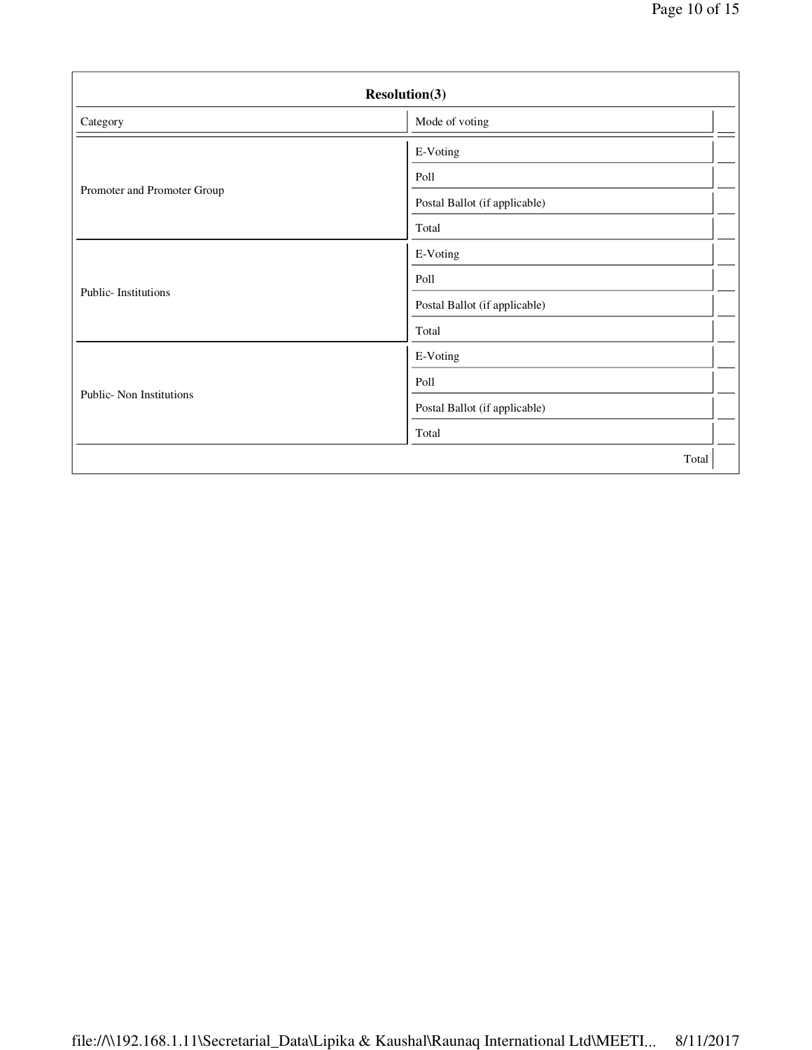| Resolution(3) | | |
|---|---|---|
| Category | Mode of voting | |
| Promoter and Promoter Group | E-Voting | |
| | Poll | |
| | Postal Ballot (if applicable) | |
| | Total | |
| Public- Institutions | E-Voting | |
| | Poll | |
| | Postal Ballot (if applicable) | |
| | Total | |
| Public- Non Institutions | E-Voting | |
| | Poll | |
| | Postal Ballot (if applicable) | |
| | Total | |
| | Total | |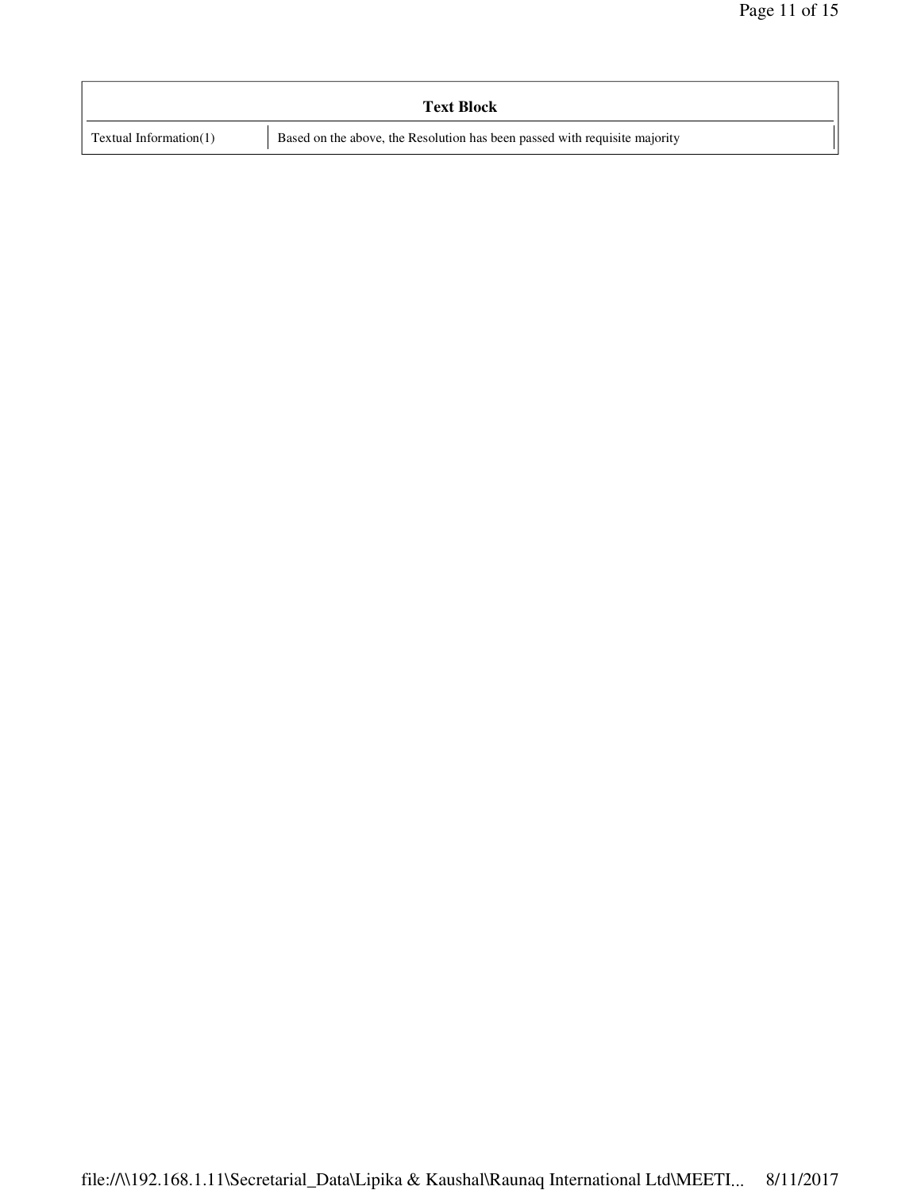| Text Block | |
|---|---|
| Textual Information(1) | Based on the above, the Resolution has been passed with requisite majority |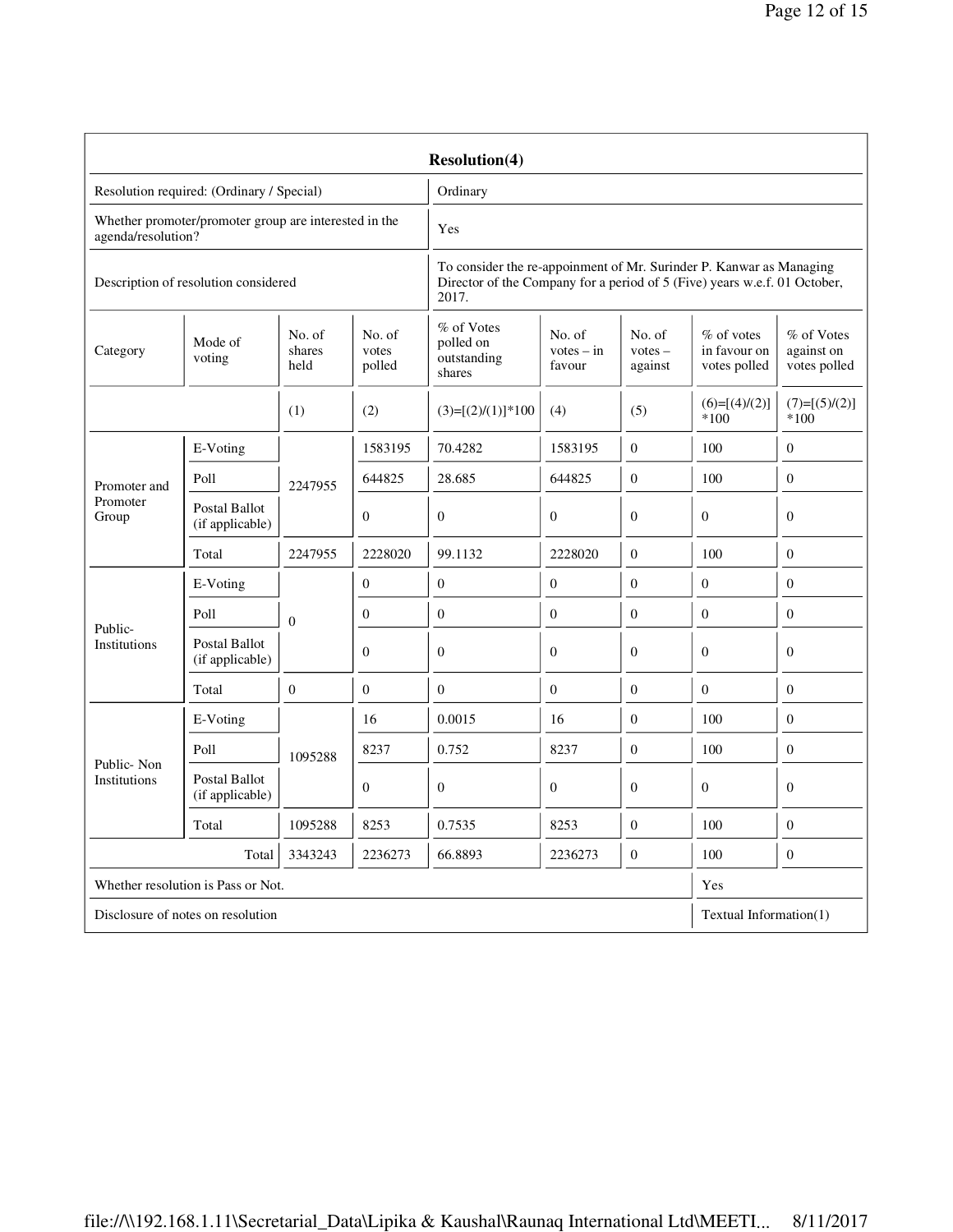| Resolution(4) | | | | | | | | | |
|---|---|---|---|---|---|---|---|---|---|
| Resolution required: (Ordinary / Special) | | | | Ordinary | | | | | |
| Whether promoter/promoter group are interested in the agenda/resolution? | | | | Yes | | | | | |
| Description of resolution considered | | | | To consider the re-appoinment of Mr. Surinder P. Kanwar as Managing Director of the Company for a period of 5 (Five) years w.e.f. 01 October, 2017. | | | | | |
| Category | Mode of voting | No. of shares held | No. of votes polled | % of Votes polled on outstanding shares | No. of votes – in favour | No. of votes – against | % of votes in favour on votes polled | % of Votes against on votes polled |
| | | (1) | (2) | (3)=[(2)/(1)]*100 | (4) | (5) | (6)=[(4)/(2)]*100 | (7)=[(5)/(2)]*100 |
| Promoter and Promoter Group | E-Voting | 2247955 | 1583195 | 70.4282 | 1583195 | 0 | 100 | 0 |
| | Poll | | 644825 | 28.685 | 644825 | 0 | 100 | 0 |
| | Postal Ballot (if applicable) | | 0 | 0 | 0 | 0 | 0 | 0 |
| | Total | 2247955 | 2228020 | 99.1132 | 2228020 | 0 | 100 | 0 |
| Public- Institutions | E-Voting | 0 | 0 | 0 | 0 | 0 | 0 | 0 |
| | Poll | | 0 | 0 | 0 | 0 | 0 | 0 |
| | Postal Ballot (if applicable) | | 0 | 0 | 0 | 0 | 0 | 0 |
| | Total | 0 | 0 | 0 | 0 | 0 | 0 | 0 |
| Public- Non Institutions | E-Voting | 1095288 | 16 | 0.0015 | 16 | 0 | 100 | 0 |
| | Poll | | 8237 | 0.752 | 8237 | 0 | 100 | 0 |
| | Postal Ballot (if applicable) | | 0 | 0 | 0 | 0 | 0 | 0 |
| | Total | 1095288 | 8253 | 0.7535 | 8253 | 0 | 100 | 0 |
| | Total | 3343243 | 2236273 | 66.8893 | 2236273 | 0 | 100 | 0 |
| Whether resolution is Pass or Not. | | | | | | | Yes | |
| Disclosure of notes on resolution | | | | | | | Textual Information(1) | |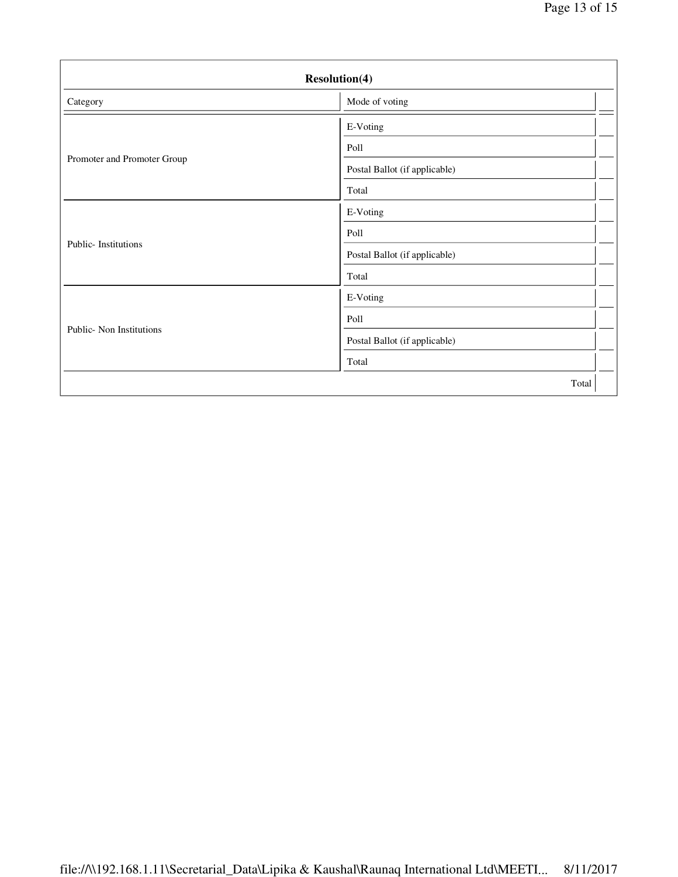| Resolution(4) | | |
|---|---|---|
| Category | Mode of voting | |
| Promoter and Promoter Group | E-Voting | |
| | Poll | |
| | Postal Ballot (if applicable) | |
| | Total | |
| Public- Institutions | E-Voting | |
| | Poll | |
| | Postal Ballot (if applicable) | |
| | Total | |
| Public- Non Institutions | E-Voting | |
| | Poll | |
| | Postal Ballot (if applicable) | |
| | Total | |
| | Total | |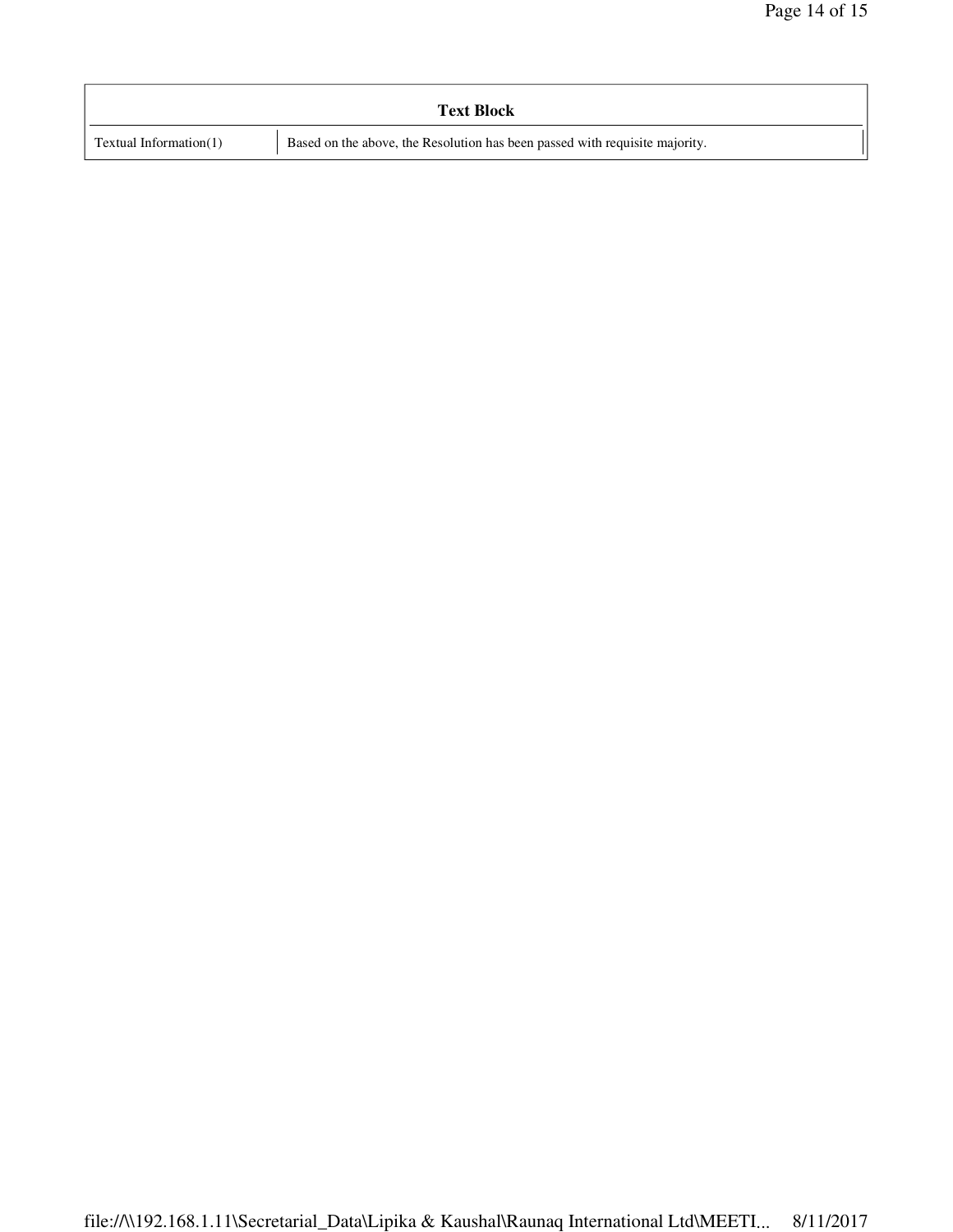| Text Block | |
|---|---|
| Textual Information(1) | Based on the above, the Resolution has been passed with requisite majority. |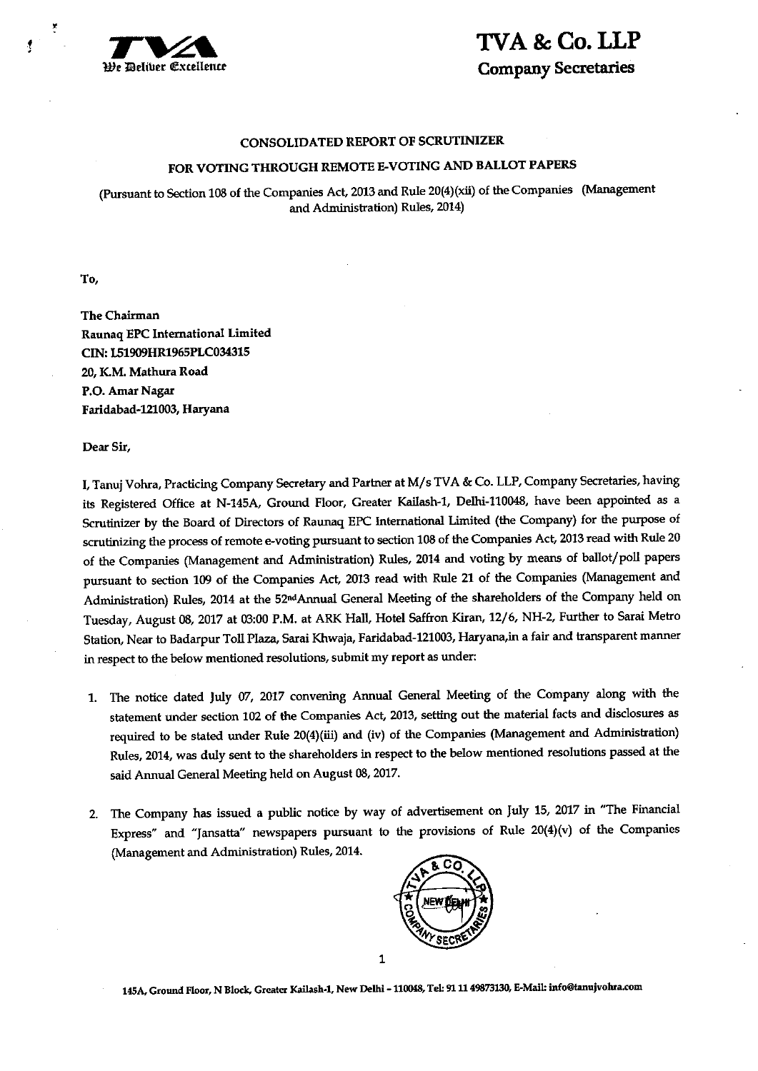# TVA & Co. LLP

**Company Secretaries**

### CONSOLIDATED REPORT OF SCRUTINIZER

### FOR VOTING THROUGH REMOTE E-VOTING AND BALLOT PAPERS

(Pursuant to Section 108 of the Companies Act, 2013 and Rule 20(4)(xii) of the Companies (Management and Administration) Rules, 2014)

**To,**

**The Chairman**
**Raunaq EPC International Limited**
**CIN: L51909HR1965PLC034315**
**20, K.M. Mathura Road**
**P.O. Amar Nagar**
**Faridabad-121003, Haryana**

**Dear Sir,**

I, Tanuj Vohra, Practicing Company Secretary and Partner at M/s TVA & Co. LLP, Company Secretaries, having its Registered Office at N-145A, Ground Floor, Greater Kailash-1, Delhi-110048, have been appointed as a Scrutinizer by the Board of Directors of Raunaq EPC International Limited (the Company) for the purpose of scrutinizing the process of remote e-voting pursuant to section 108 of the Companies Act, 2013 read with Rule 20 of the Companies (Management and Administration) Rules, 2014 and voting by means of ballot/poll papers pursuant to section 109 of the Companies Act, 2013 read with Rule 21 of the Companies (Management and Administration) Rules, 2014 at the 52nd Annual General Meeting of the shareholders of the Company held on Tuesday, August 08, 2017 at 03:00 P.M. at ARK Hall, Hotel Saffron Kiran, 12/6, NH-2, Further to Sarai Metro Station, Near to Badarpur Toll Plaza, Sarai Khwaja, Faridabad-121003, Haryana,in a fair and transparent manner in respect to the below mentioned resolutions, submit my report as under:

1. The notice dated July 07, 2017 convening Annual General Meeting of the Company along with the statement under section 102 of the Companies Act, 2013, setting out the material facts and disclosures as required to be stated under Rule 20(4)(iii) and (iv) of the Companies (Management and Administration) Rules, 2014, was duly sent to the shareholders in respect to the below mentioned resolutions passed at the said Annual General Meeting held on August 08, 2017.

2. The Company has issued a public notice by way of advertisement on July 15, 2017 in "The Financial Express" and "Jansatta" newspapers pursuant to the provisions of Rule 20(4)(v) of the Companies (Management and Administration) Rules, 2014.

145A, Ground Floor, N Block, Greater Kailash-1, New Delhi - 110048, Tel: 91 11 49873130, E-Mail: info@tanujvohra.com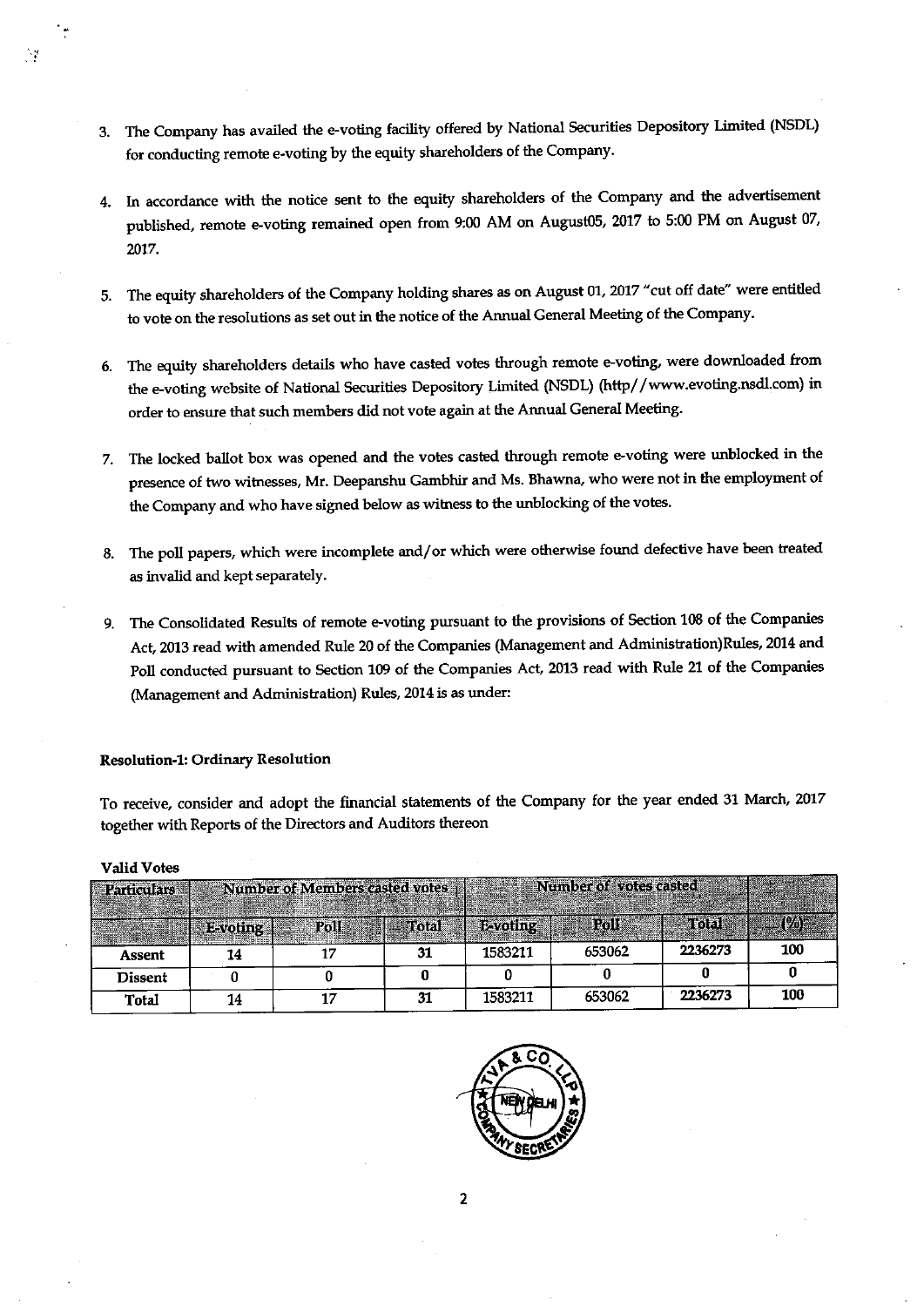3. The Company has availed the e-voting facility offered by National Securities Depository Limited (NSDL) for conducting remote e-voting by the equity shareholders of the Company.

4. In accordance with the notice sent to the equity shareholders of the Company and the advertisement published, remote e-voting remained open from 9:00 AM on August05, 2017 to 5:00 PM on August 07, 2017.

5. The equity shareholders of the Company holding shares as on August 01, 2017 "cut off date" were entitled to vote on the resolutions as set out in the notice of the Annual General Meeting of the Company.

6. The equity shareholders details who have casted votes through remote e-voting, were downloaded from the e-voting website of National Securities Depository Limited (NSDL) (http//www.evoting.nsdl.com) in order to ensure that such members did not vote again at the Annual General Meeting.

7. The locked ballot box was opened and the votes casted through remote e-voting were unblocked in the presence of two witnesses, Mr. Deepanshu Gambhir and Ms. Bhawna, who were not in the employment of the Company and who have signed below as witness to the unblocking of the votes.

8. The poll papers, which were incomplete and/or which were otherwise found defective have been treated as invalid and kept separately.

9. The Consolidated Results of remote e-voting pursuant to the provisions of Section 108 of the Companies Act, 2013 read with amended Rule 20 of the Companies (Management and Administration)Rules, 2014 and Poll conducted pursuant to Section 109 of the Companies Act, 2013 read with Rule 21 of the Companies (Management and Administration) Rules, 2014 is as under:

**Resolution-1: Ordinary Resolution**

To receive, consider and adopt the financial statements of the Company for the year ended 31 March, 2017 together with Reports of the Directors and Auditors thereon

**Valid Votes**

| Particulars | Number of Members casted votes | | | Number of votes casted | | | |
|---|---|---|---|---|---|---|---|
| | E-voting | Poll | Total | E-voting | Poll | Total | (%) |
| **Assent** | 14 | 17 | 31 | 1583211 | 653062 | 2236273 | 100 |
| **Dissent** | 0 | 0 | 0 | 0 | 0 | 0 | 0 |
| **Total** | 14 | 17 | 31 | 1583211 | 653062 | 2236273 | 100 |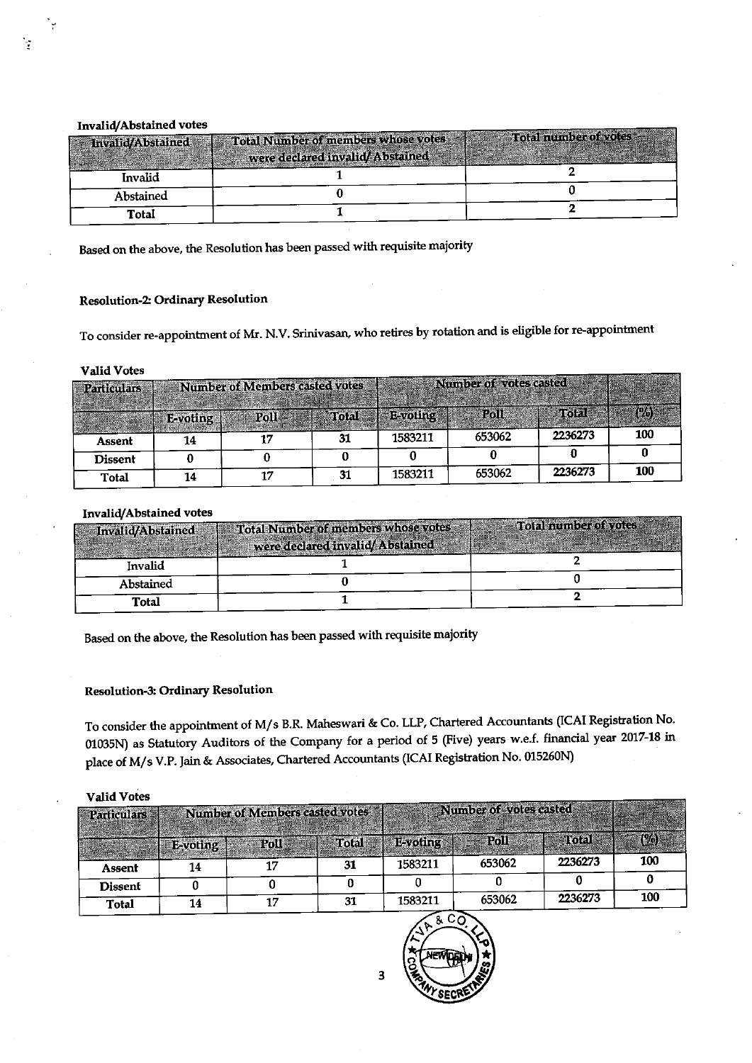**Invalid/Abstained votes**

| Invalid/Abstained | Total Number of members whose votes were declared invalid/ Abstained | Total number of votes |
|---|---|---|
| Invalid | 1 | 2 |
| Abstained | 0 | 0 |
| Total | 1 | 2 |

Based on the above, the Resolution has been passed with requisite majority

**Resolution-2: Ordinary Resolution**

To consider re-appointment of Mr. N.V. Srinivasan, who retires by rotation and is eligible for re-appointment

**Valid Votes**

| Particulars | Number of Members casted votes | | | Number of votes casted | | | |
|---|---|---|---|---|---|---|---|
| | E-voting | Poll | Total | E-voting | Poll | Total | (%) |
| Assent | 14 | 17 | 31 | 1583211 | 653062 | 2236273 | 100 |
| Dissent | 0 | 0 | 0 | 0 | 0 | 0 | 0 |
| Total | 14 | 17 | 31 | 1583211 | 653062 | 2236273 | 100 |

**Invalid/Abstained votes**

| Invalid/Abstained | Total Number of members whose votes were declared invalid/ Abstained | Total number of votes |
|---|---|---|
| Invalid | 1 | 2 |
| Abstained | 0 | 0 |
| Total | 1 | 2 |

Based on the above, the Resolution has been passed with requisite majority

**Resolution-3: Ordinary Resolution**

To consider the appointment of M/s B.R. Maheswari & Co. LLP, Chartered Accountants (ICAI Registration No. 01035N) as Statutory Auditors of the Company for a period of 5 (Five) years w.e.f. financial year 2017-18 in place of M/s V.P. Jain & Associates, Chartered Accountants (ICAI Registration No. 015260N)

**Valid Votes**

| Particulars | Number of Members casted votes | | | Number of votes casted | | | |
|---|---|---|---|---|---|---|---|
| | E-voting | Poll | Total | E-voting | Poll | Total | (%) |
| Assent | 14 | 17 | 31 | 1583211 | 653062 | 2236273 | 100 |
| Dissent | 0 | 0 | 0 | 0 | 0 | 0 | 0 |
| Total | 14 | 17 | 31 | 1583211 | 653062 | 2236273 | 100 |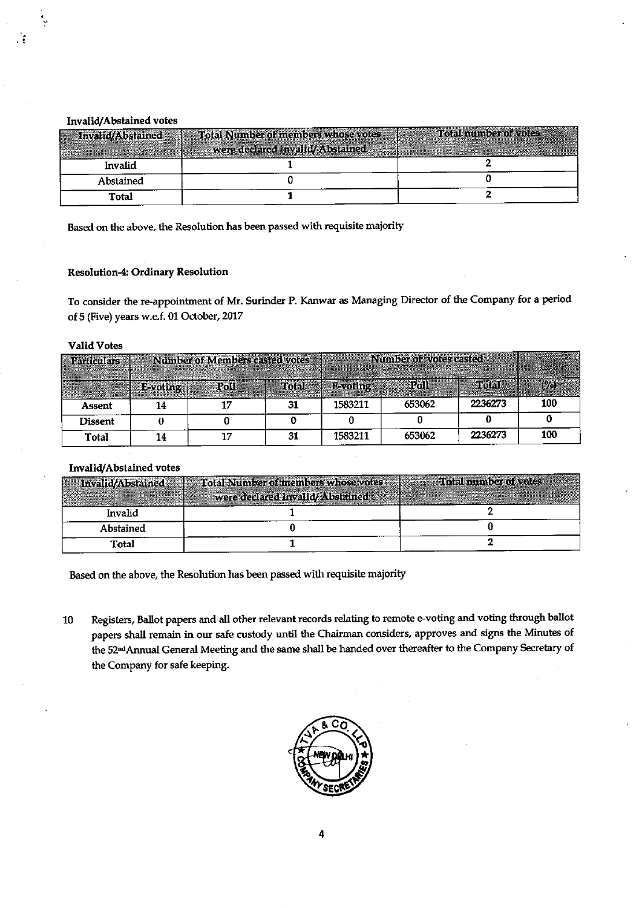**Invalid/Abstained votes**

| Invalid/Abstained | Total Number of members whose votes were declared invalid/ Abstained | Total number of votes |
|---|---|---|
| Invalid | 1 | 2 |
| Abstained | 0 | 0 |
| Total | 1 | 2 |

Based on the above, the Resolution has been passed with requisite majority

**Resolution-4: Ordinary Resolution**

To consider the re-appointment of Mr. Surinder P. Kanwar as Managing Director of the Company for a period of 5 (Five) years w.e.f. 01 October, 2017

**Valid Votes**

| Particulars | Number of Members casted votes | | | Number of votes casted | | | |
|---|---|---|---|---|---|---|---|
| | E-voting | Poll | Total | E-voting | Poll | Total | (%) |
| **Assent** | 14 | 17 | 31 | 1583211 | 653062 | 2236273 | 100 |
| **Dissent** | 0 | 0 | 0 | 0 | 0 | 0 | 0 |
| **Total** | 14 | 17 | 31 | 1583211 | 653062 | 2236273 | 100 |

**Invalid/Abstained votes**

| Invalid/Abstained | Total Number of members whose votes were declared invalid/ Abstained | Total number of votes |
|---|---|---|
| Invalid | 1 | 2 |
| Abstained | 0 | 0 |
| Total | 1 | 2 |

Based on the above, the Resolution has been passed with requisite majority

10 Registers, Ballot papers and all other relevant records relating to remote e-voting and voting through ballot papers shall remain in our safe custody until the Chairman considers, approves and signs the Minutes of the 52nd Annual General Meeting and the same shall be handed over thereafter to the Company Secretary of the Company for safe keeping.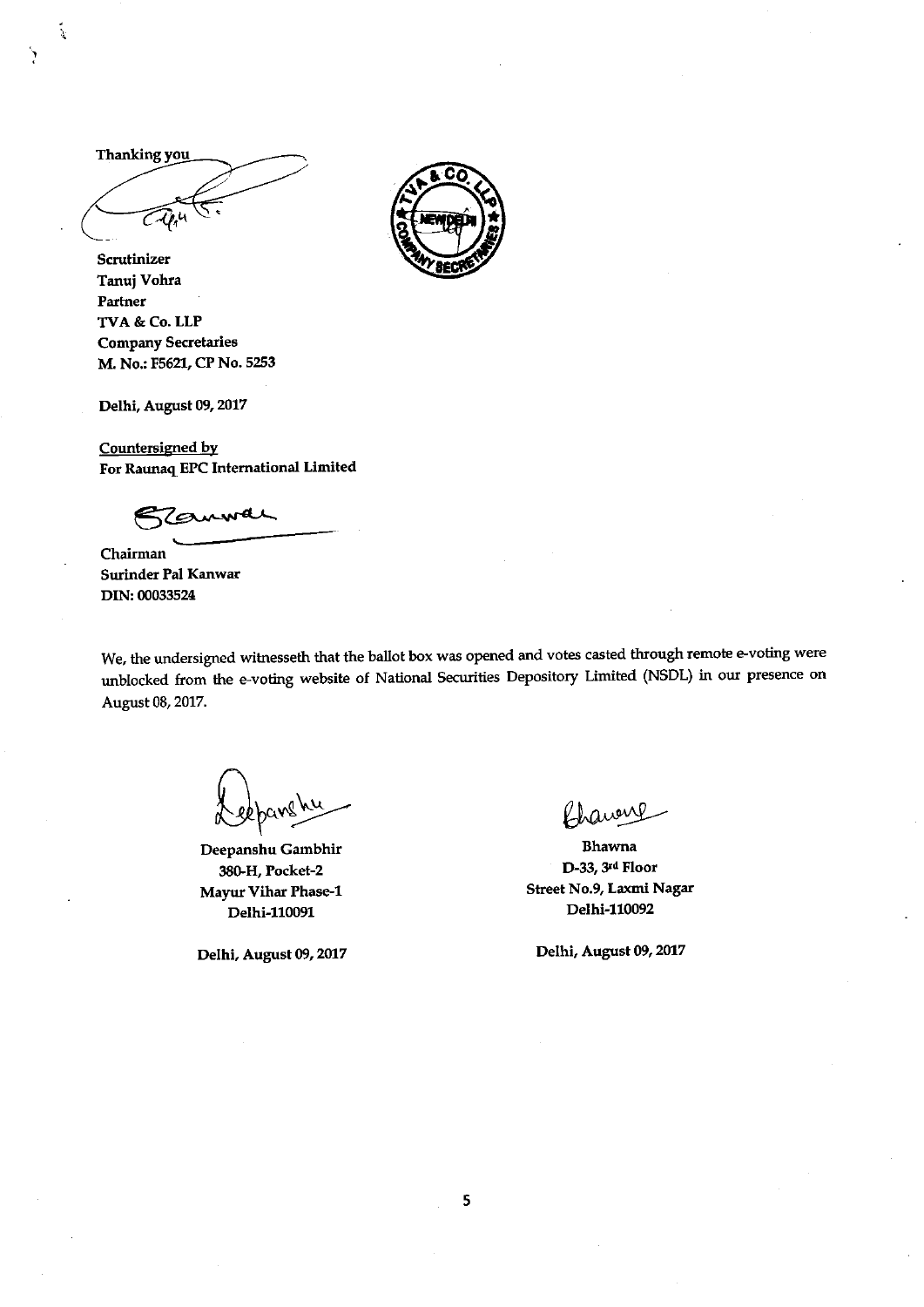Thanking you

Scrutinizer
Tanuj Vohra
Partner
TVA & Co. LLP
Company Secretaries
M. No.: F5621, CP No. 5253

Delhi, August 09, 2017

Countersigned by
For Raunaq EPC International Limited

Chairman
Surinder Pal Kanwar
DIN: 00033524

We, the undersigned witnesseth that the ballot box was opened and votes casted through remote e-voting were unblocked from the e-voting website of National Securities Depository Limited (NSDL) in our presence on August 08, 2017.

Deepanshu Gambhir
380-H, Pocket-2
Mayur Vihar Phase-1
Delhi-110091

Delhi, August 09, 2017

Bhawna
D-33, 3rd Floor
Street No.9, Laxmi Nagar
Delhi-110092

Delhi, August 09, 2017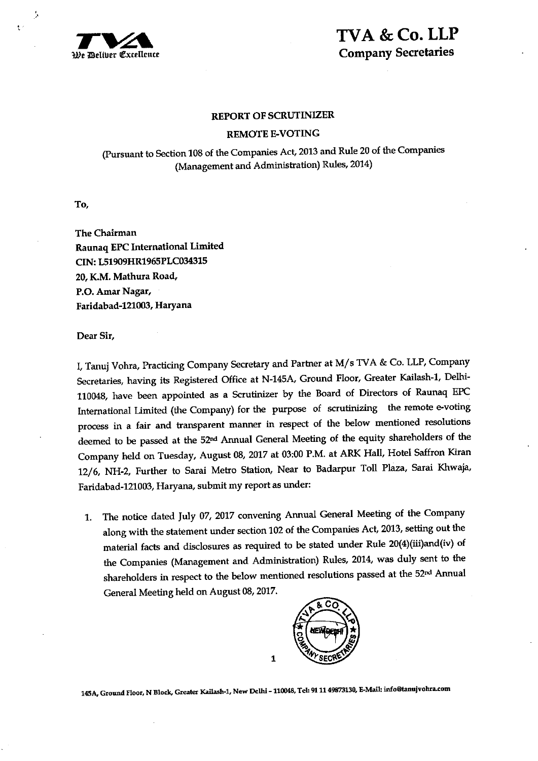**TVA & Co. LLP**
**Company Secretaries**

# REPORT OF SCRUTINIZER

## REMOTE E-VOTING

(Pursuant to Section 108 of the Companies Act, 2013 and Rule 20 of the Companies (Management and Administration) Rules, 2014)

**To,**

**The Chairman**
**Raunaq EPC International Limited**
**CIN: L51909HR1965PLC034315**
**20, K.M. Mathura Road,**
**P.O. Amar Nagar,**
**Faridabad-121003, Haryana**

Dear Sir,

I, Tanuj Vohra, Practicing Company Secretary and Partner at M/s TVA & Co. LLP, Company Secretaries, having its Registered Office at N-145A, Ground Floor, Greater Kailash-1, Delhi-110048, have been appointed as a Scrutinizer by the Board of Directors of Raunaq EPC International Limited (the Company) for the purpose of scrutinizing the remote e-voting process in a fair and transparent manner in respect of the below mentioned resolutions deemed to be passed at the 52nd Annual General Meeting of the equity shareholders of the Company held on Tuesday, August 08, 2017 at 03:00 P.M. at ARK Hall, Hotel Saffron Kiran 12/6, NH-2, Further to Sarai Metro Station, Near to Badarpur Toll Plaza, Sarai Khwaja, Faridabad-121003, Haryana, submit my report as under:

1. The notice dated July 07, 2017 convening Annual General Meeting of the Company along with the statement under section 102 of the Companies Act, 2013, setting out the material facts and disclosures as required to be stated under Rule 20(4)(iii)and(iv) of the Companies (Management and Administration) Rules, 2014, was duly sent to the shareholders in respect to the below mentioned resolutions passed at the 52nd Annual General Meeting held on August 08, 2017.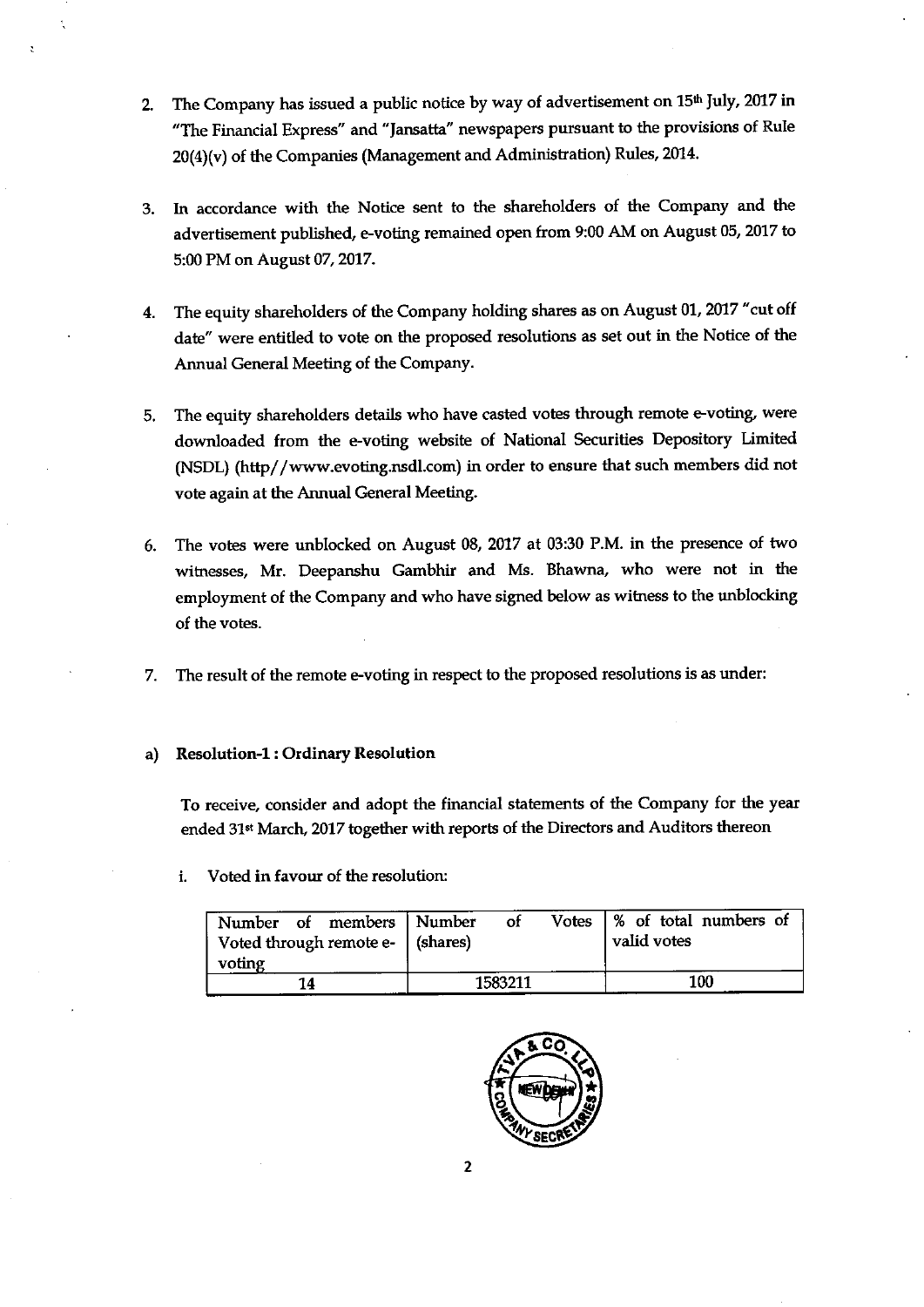2. The Company has issued a public notice by way of advertisement on 15th July, 2017 in "The Financial Express" and "Jansatta" newspapers pursuant to the provisions of Rule 20(4)(v) of the Companies (Management and Administration) Rules, 2014.

3. In accordance with the Notice sent to the shareholders of the Company and the advertisement published, e-voting remained open from 9:00 AM on August 05, 2017 to 5:00 PM on August 07, 2017.

4. The equity shareholders of the Company holding shares as on August 01, 2017 "cut off date" were entitled to vote on the proposed resolutions as set out in the Notice of the Annual General Meeting of the Company.

5. The equity shareholders details who have casted votes through remote e-voting, were downloaded from the e-voting website of National Securities Depository Limited (NSDL) (http//www.evoting.nsdl.com) in order to ensure that such members did not vote again at the Annual General Meeting.

6. The votes were unblocked on August 08, 2017 at 03:30 P.M. in the presence of two witnesses, Mr. Deepanshu Gambhir and Ms. Bhawna, who were not in the employment of the Company and who have signed below as witness to the unblocking of the votes.

7. The result of the remote e-voting in respect to the proposed resolutions is as under:

a) **Resolution-1 : Ordinary Resolution**

To receive, consider and adopt the financial statements of the Company for the year ended 31st March, 2017 together with reports of the Directors and Auditors thereon

i. Voted in favour of the resolution:

| Number of members Voted through remote e-voting | Number of Votes (shares) | % of total numbers of valid votes |
|---|---|---|
| 14 | 1583211 | 100 |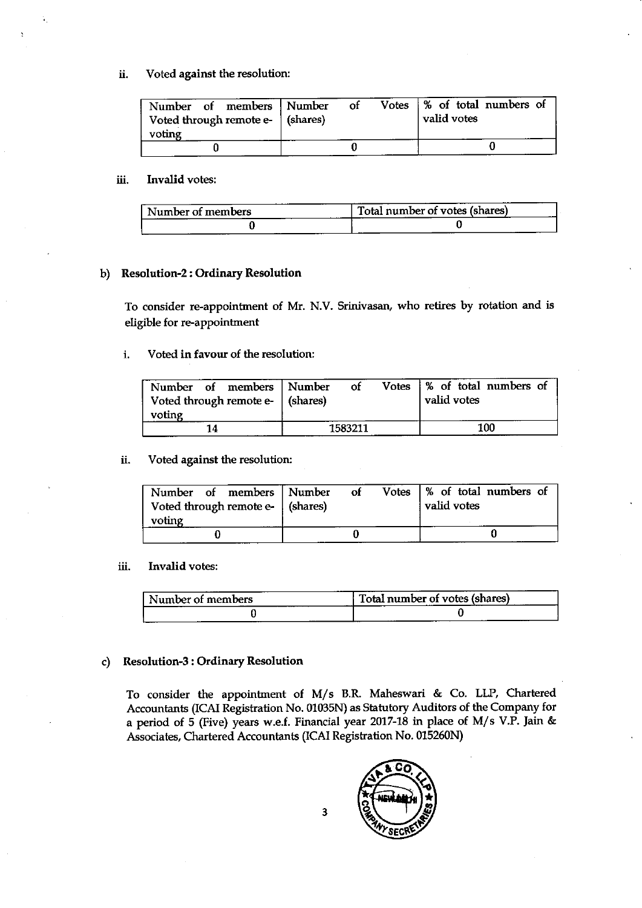ii. Voted against the resolution:

| Number of members Voted through remote e-voting | Number of Votes (shares) | % of total numbers of valid votes |
|---|---|---|
| 0 | 0 | 0 |

iii. **Invalid votes:**

| Number of members | Total number of votes (shares) |
|---|---|
| 0 | 0 |

b) **Resolution-2 : Ordinary Resolution**

To consider re-appointment of Mr. N.V. Srinivasan, who retires by rotation and is eligible for re-appointment

i. Voted **in favour** of the resolution:

| Number of members Voted through remote e-voting | Number of Votes (shares) | % of total numbers of valid votes |
|---|---|---|
| 14 | 1583211 | 100 |

ii. Voted **against** the resolution:

| Number of members Voted through remote e-voting | Number of Votes (shares) | % of total numbers of valid votes |
|---|---|---|
| 0 | 0 | 0 |

iii. **Invalid votes:**

| Number of members | Total number of votes (shares) |
|---|---|
| 0 | 0 |

c) **Resolution-3 : Ordinary Resolution**

To consider the appointment of M/s B.R. Maheswari & Co. LLP, Chartered Accountants (ICAI Registration No. 01035N) as Statutory Auditors of the Company for a period of 5 (Five) years w.e.f. Financial year 2017-18 in place of M/s V.P. Jain & Associates, Chartered Accountants (ICAI Registration No. 015260N)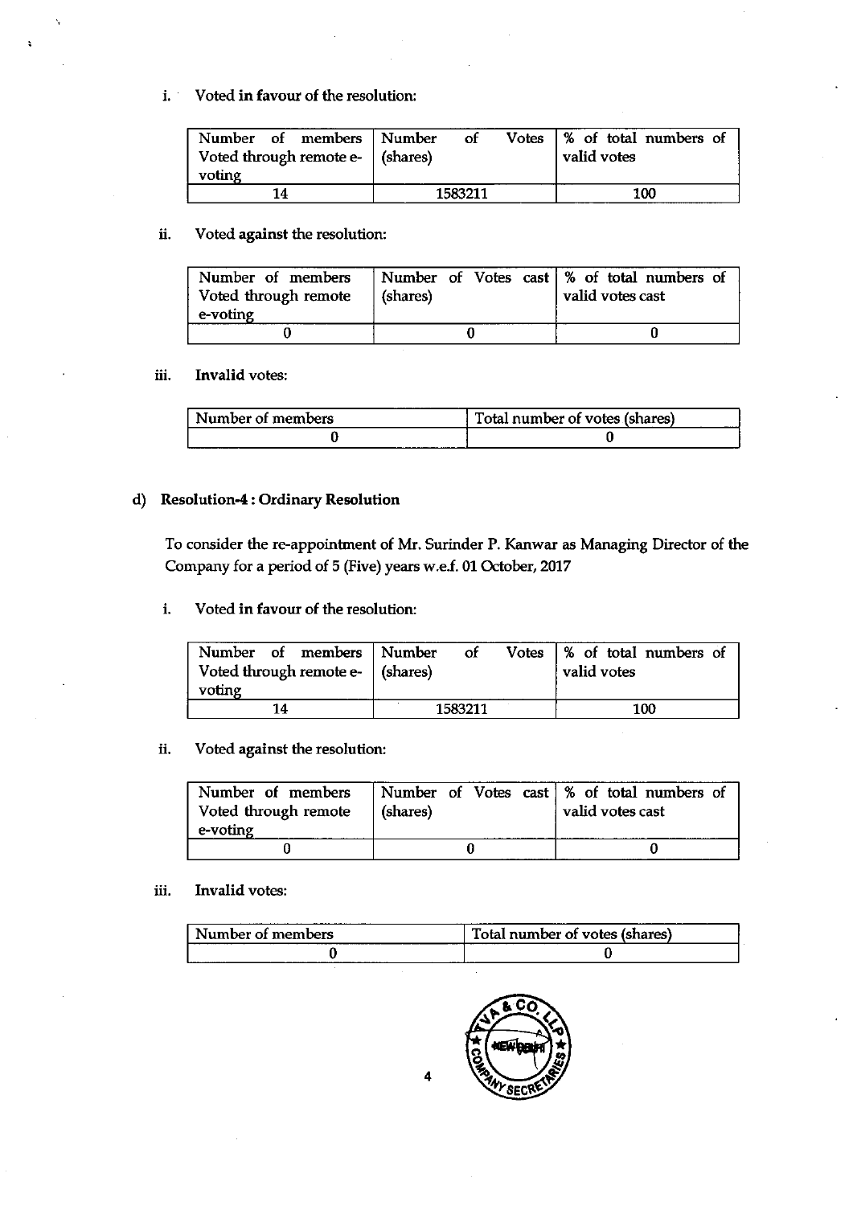i. Voted **in favour** of the resolution:

| Number of members Voted through remote e-voting | Number of Votes (shares) | % of total numbers of valid votes |
|---|---|---|
| 14 | 1583211 | 100 |

ii. Voted **against** the resolution:

| Number of members Voted through remote e-voting | Number of Votes cast (shares) | % of total numbers of valid votes cast |
|---|---|---|
| 0 | 0 | 0 |

iii. **Invalid** votes:

| Number of members | Total number of votes (shares) |
|---|---|
| 0 | 0 |

d) **Resolution-4 : Ordinary Resolution**

To consider the re-appointment of Mr. Surinder P. Kanwar as Managing Director of the Company for a period of 5 (Five) years w.e.f. 01 October, 2017

i. Voted **in favour** of the resolution:

| Number of members Voted through remote e-voting | Number of Votes (shares) | % of total numbers of valid votes |
|---|---|---|
| 14 | 1583211 | 100 |

ii. Voted **against** the resolution:

| Number of members Voted through remote e-voting | Number of Votes cast (shares) | % of total numbers of valid votes cast |
|---|---|---|
| 0 | 0 | 0 |

iii. **Invalid** votes:

| Number of members | Total number of votes (shares) |
|---|---|
| 0 | 0 |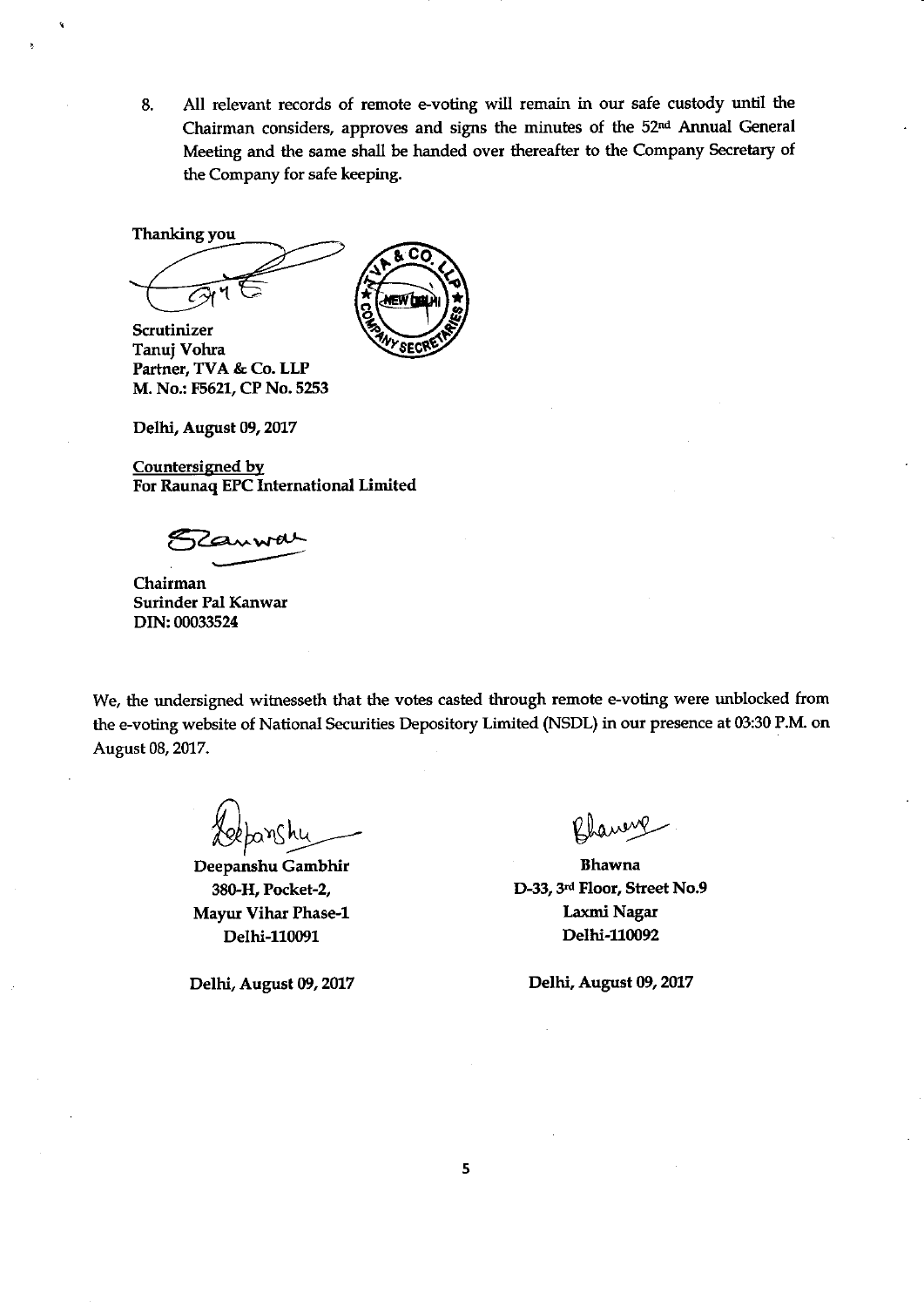8. All relevant records of remote e-voting will remain in our safe custody until the Chairman considers, approves and signs the minutes of the 52nd Annual General Meeting and the same shall be handed over thereafter to the Company Secretary of the Company for safe keeping.

Thanking you

**Scrutinizer**
**Tanuj Vohra**
**Partner, TVA & Co. LLP**
**M. No.: F5621, CP No. 5253**

**Delhi, August 09, 2017**

**Countersigned by**
**For Raunaq EPC International Limited**

**Chairman**
**Surinder Pal Kanwar**
**DIN: 00033524**

We, the undersigned witnesseth that the votes casted through remote e-voting were unblocked from the e-voting website of National Securities Depository Limited (NSDL) in our presence at 03:30 P.M. on August 08, 2017.

**Deepanshu Gambhir**
**380-H, Pocket-2,**
**Mayur Vihar Phase-1**
**Delhi-110091**

**Delhi, August 09, 2017**

**Bhawna**
**D-33, 3rd Floor, Street No.9**
**Laxmi Nagar**
**Delhi-110092**

**Delhi, August 09, 2017**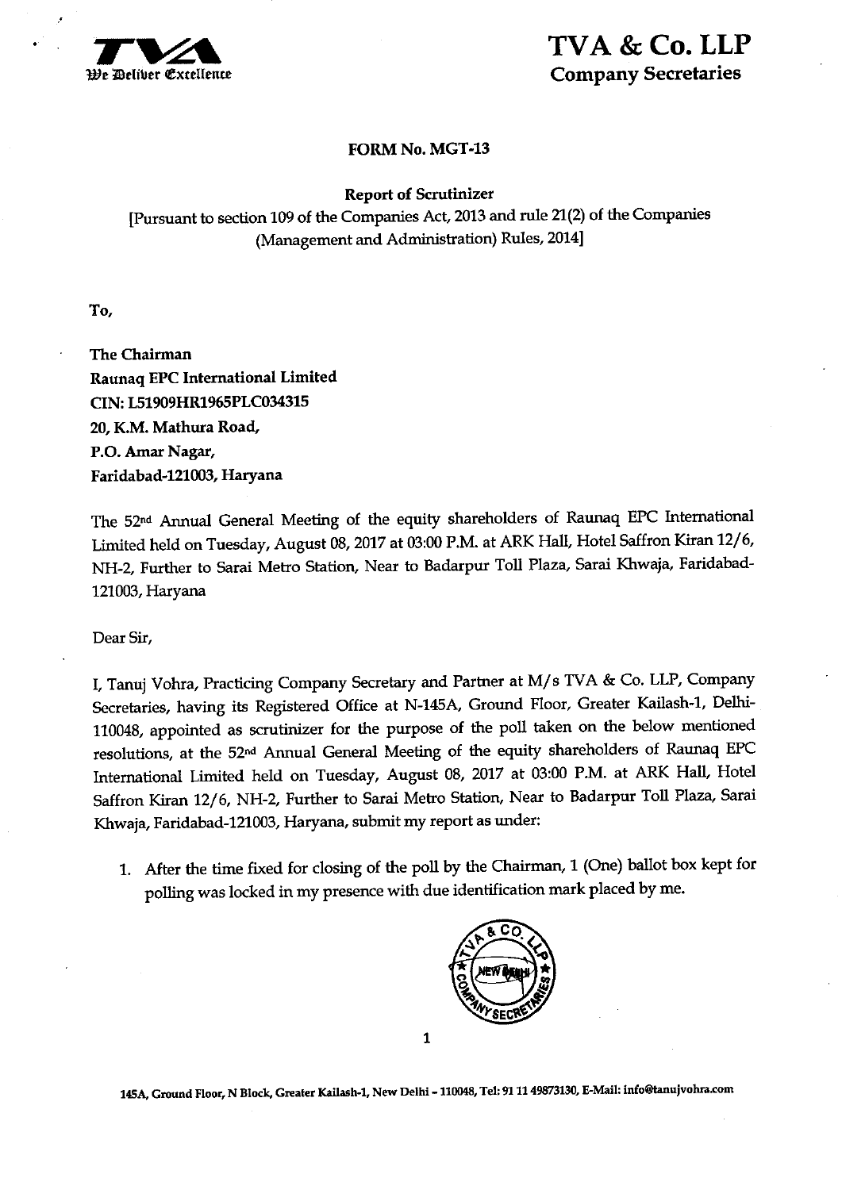# TVA & Co. LLP
**Company Secretaries**

**FORM No. MGT-13**

**Report of Scrutinizer**

[Pursuant to section 109 of the Companies Act, 2013 and rule 21(2) of the Companies (Management and Administration) Rules, 2014]

**To,**

**The Chairman**
**Raunaq EPC International Limited**
**CIN: L51909HR1965PLC034315**
**20, K.M. Mathura Road,**
**P.O. Amar Nagar,**
**Faridabad-121003, Haryana**

The 52nd Annual General Meeting of the equity shareholders of Raunaq EPC International Limited held on Tuesday, August 08, 2017 at 03:00 P.M. at ARK Hall, Hotel Saffron Kiran 12/6, NH-2, Further to Sarai Metro Station, Near to Badarpur Toll Plaza, Sarai Khwaja, Faridabad-121003, Haryana

Dear Sir,

I, Tanuj Vohra, Practicing Company Secretary and Partner at M/s TVA & Co. LLP, Company Secretaries, having its Registered Office at N-145A, Ground Floor, Greater Kailash-1, Delhi-110048, appointed as scrutinizer for the purpose of the poll taken on the below mentioned resolutions, at the 52nd Annual General Meeting of the equity shareholders of Raunaq EPC International Limited held on Tuesday, August 08, 2017 at 03:00 P.M. at ARK Hall, Hotel Saffron Kiran 12/6, NH-2, Further to Sarai Metro Station, Near to Badarpur Toll Plaza, Sarai Khwaja, Faridabad-121003, Haryana, submit my report as under:

1. After the time fixed for closing of the poll by the Chairman, 1 (One) ballot box kept for polling was locked in my presence with due identification mark placed by me.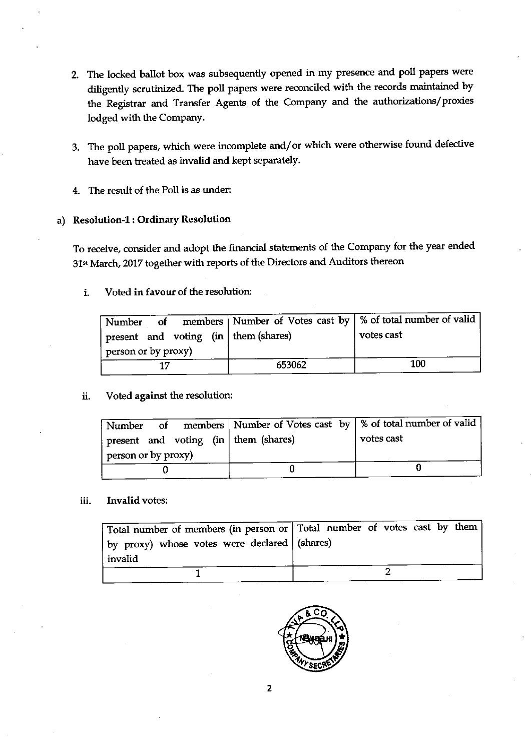2. The locked ballot box was subsequently opened in my presence and poll papers were diligently scrutinized. The poll papers were reconciled with the records maintained by the Registrar and Transfer Agents of the Company and the authorizations/proxies lodged with the Company.

3. The poll papers, which were incomplete and/or which were otherwise found defective have been treated as invalid and kept separately.

4. The result of the Poll is as under:

a) **Resolution-1 : Ordinary Resolution**

To receive, consider and adopt the financial statements of the Company for the year ended 31st March, 2017 together with reports of the Directors and Auditors thereon

i. Voted **in favour** of the resolution:

| Number of members present and voting (in person or by proxy) | Number of Votes cast by them (shares) | % of total number of valid votes cast |
|---|---|---|
| 17 | 653062 | 100 |

ii. Voted **against** the resolution:

| Number of members present and voting (in person or by proxy) | Number of Votes cast by them (shares) | % of total number of valid votes cast |
|---|---|---|
| 0 | 0 | 0 |

iii. **Invalid** votes:

| Total number of members (in person or by proxy) whose votes were declared invalid | Total number of votes cast by them (shares) |
|---|---|
| 1 | 2 |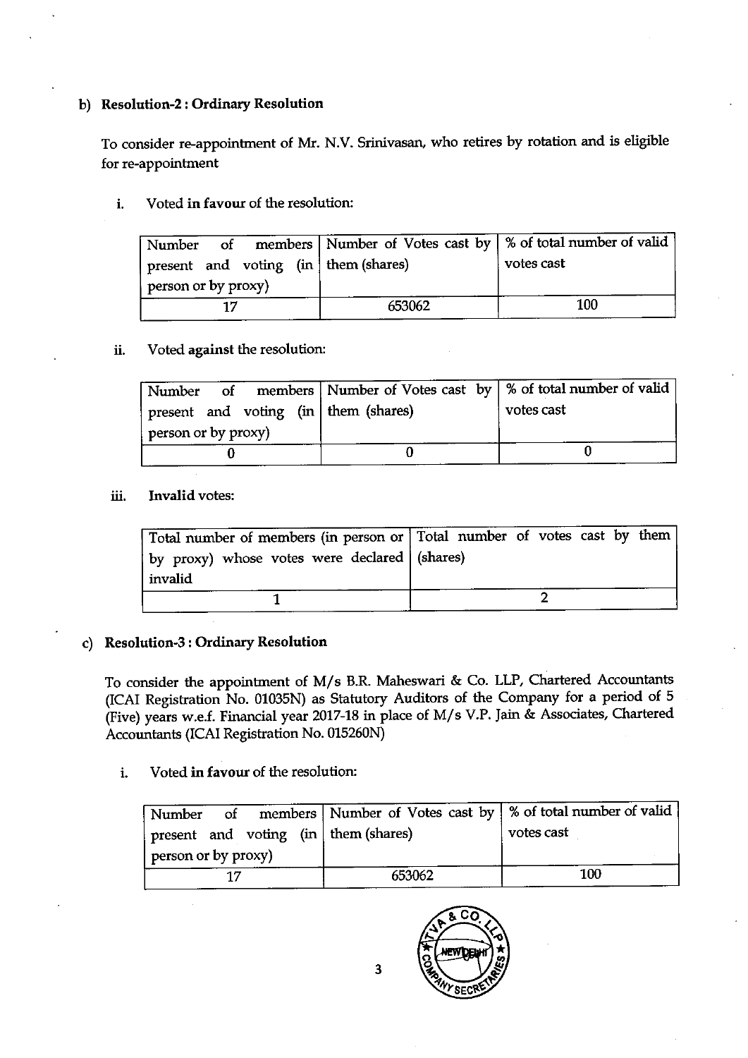b) **Resolution-2 : Ordinary Resolution**

To consider re-appointment of Mr. N.V. Srinivasan, who retires by rotation and is eligible for re-appointment

i. Voted **in favour** of the resolution:

| Number of members present and voting (in person or by proxy) | Number of Votes cast by them (shares) | % of total number of valid votes cast |
|---|---|---|
| 17 | 653062 | 100 |

ii. Voted **against** the resolution:

| Number of members present and voting (in person or by proxy) | Number of Votes cast by them (shares) | % of total number of valid votes cast |
|---|---|---|
| 0 | 0 | 0 |

iii. **Invalid** votes:

| Total number of members (in person or by proxy) whose votes were declared invalid | Total number of votes cast by them (shares) |
|---|---|
| 1 | 2 |

c) **Resolution-3 : Ordinary Resolution**

To consider the appointment of M/s B.R. Maheswari & Co. LLP, Chartered Accountants (ICAI Registration No. 01035N) as Statutory Auditors of the Company for a period of 5 (Five) years w.e.f. Financial year 2017-18 in place of M/s V.P. Jain & Associates, Chartered Accountants (ICAI Registration No. 015260N)

i. Voted **in favour** of the resolution:

| Number of members present and voting (in person or by proxy) | Number of Votes cast by them (shares) | % of total number of valid votes cast |
|---|---|---|
| 17 | 653062 | 100 |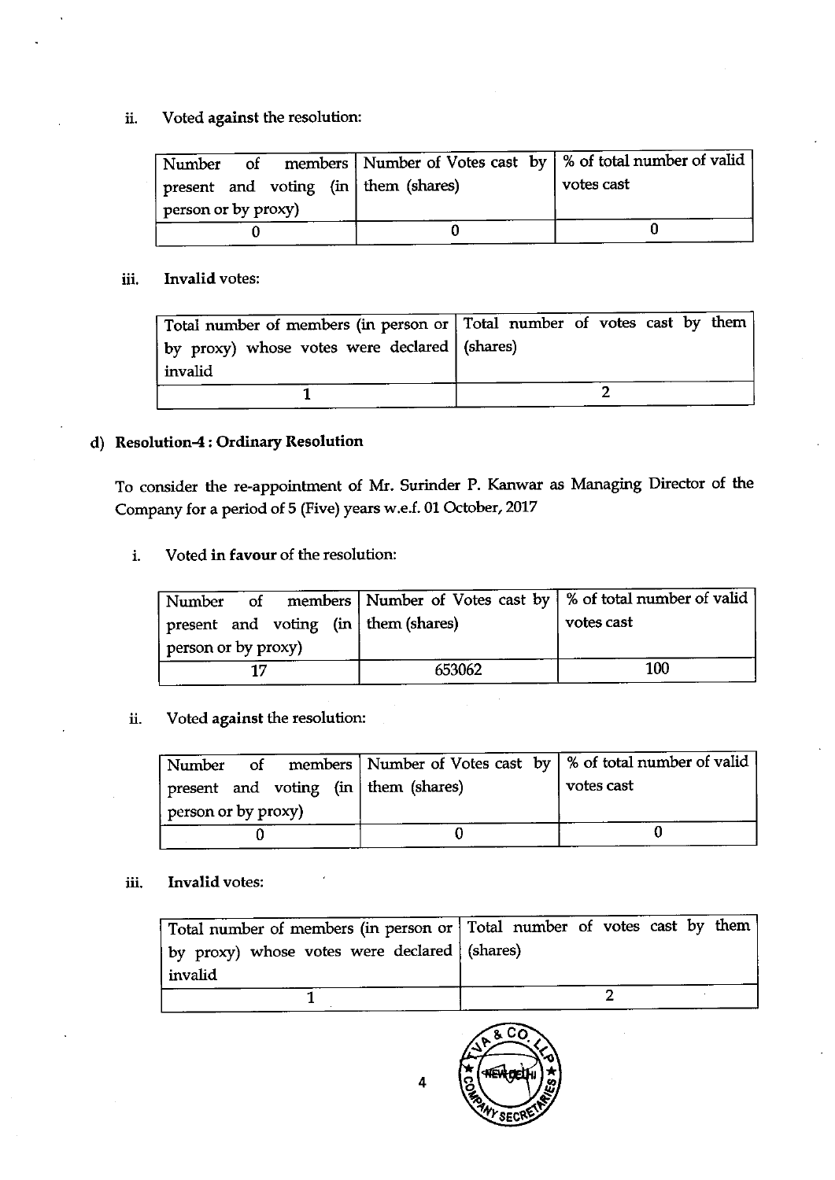ii. Voted **against** the resolution:

| Number of members present and voting (in person or by proxy) | Number of Votes cast by them (shares) | % of total number of valid votes cast |
|---|---|---|
| 0 | 0 | 0 |

iii. **Invalid** votes:

| Total number of members (in person or by proxy) whose votes were declared invalid | Total number of votes cast by them (shares) |
|---|---|
| 1 | 2 |

**d) Resolution-4 : Ordinary Resolution**

To consider the re-appointment of Mr. Surinder P. Kanwar as Managing Director of the Company for a period of 5 (Five) years w.e.f. 01 October, 2017

i. Voted **in favour** of the resolution:

| Number of members present and voting (in person or by proxy) | Number of Votes cast by them (shares) | % of total number of valid votes cast |
|---|---|---|
| 17 | 653062 | 100 |

ii. Voted **against** the resolution:

| Number of members present and voting (in person or by proxy) | Number of Votes cast by them (shares) | % of total number of valid votes cast |
|---|---|---|
| 0 | 0 | 0 |

iii. **Invalid** votes:

| Total number of members (in person or by proxy) whose votes were declared invalid | Total number of votes cast by them (shares) |
|---|---|
| 1 | 2 |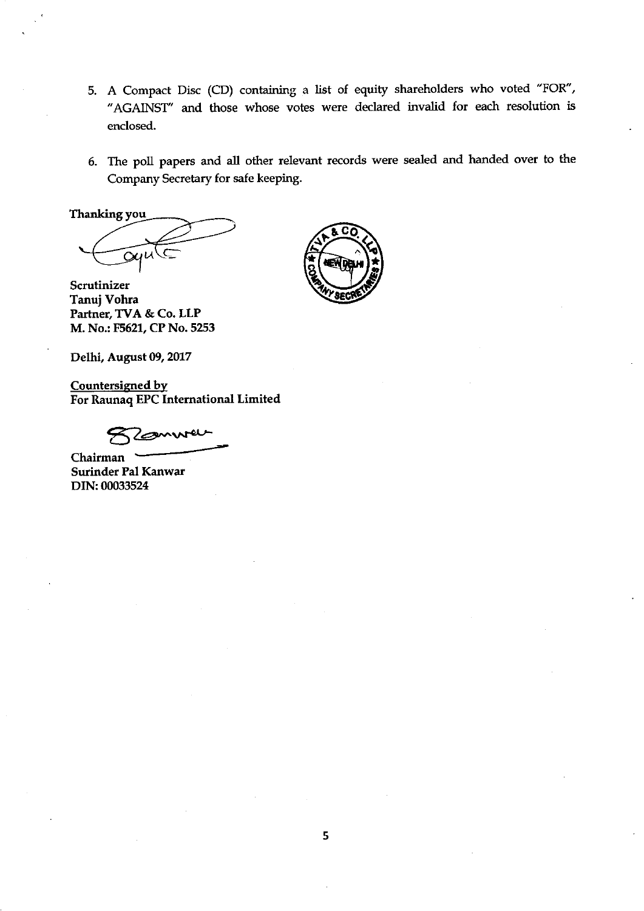5. A Compact Disc (CD) containing a list of equity shareholders who voted "FOR", "AGAINST" and those whose votes were declared invalid for each resolution is enclosed.

6. The poll papers and all other relevant records were sealed and handed over to the Company Secretary for safe keeping.

Thanking you

**Scrutinizer**
**Tanuj Vohra**
**Partner, TVA & Co. LLP**
**M. No.: F5621, CP No. 5253**

**Delhi, August 09, 2017**

**Countersigned by**
**For Raunaq EPC International Limited**

**Chairman**
**Surinder Pal Kanwar**
**DIN: 00033524**